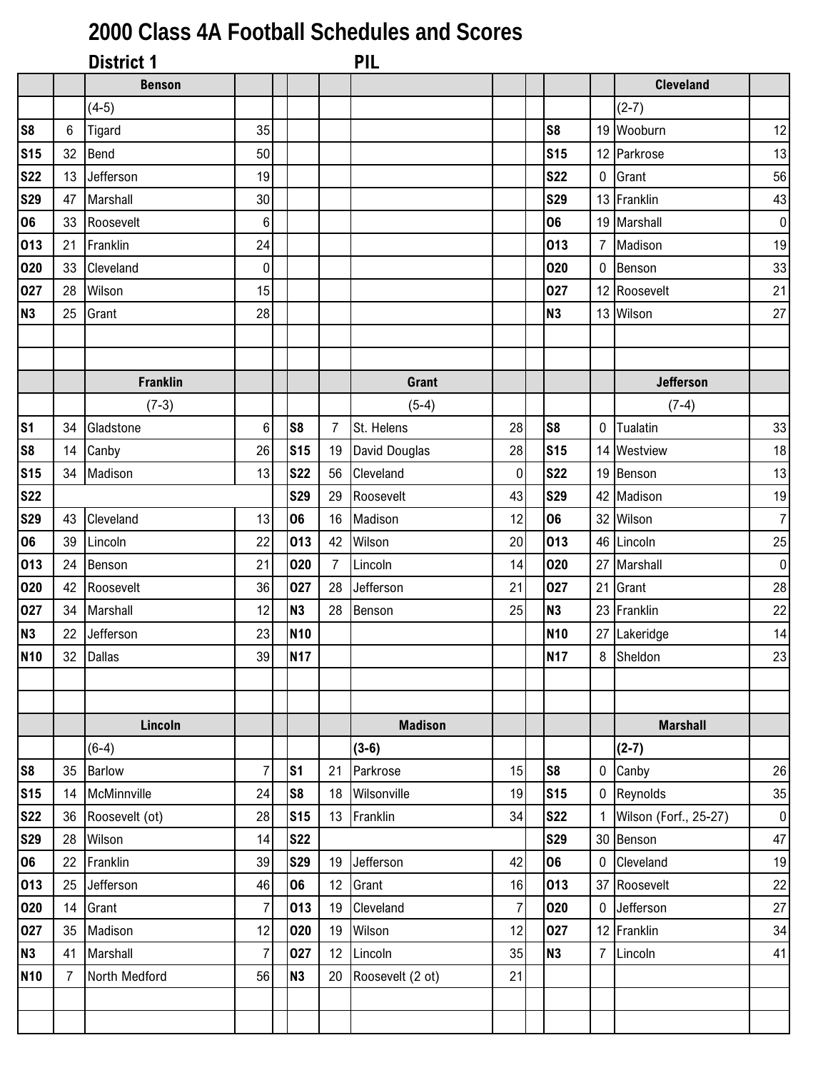# 2000 Class 4A Football Schedules and Scores

## District 1 PIL

| | | Benson | | | | | | | | Cleveland | |
|---|---|---|---|---|---|---|---|---|---|---|---|
| | | (4-5) | | | | | | | | (2-7) | |
| S8 | 6 | Tigard | 35 | | | | | | S8 | 19 | Wooburn | 12 |
| S15 | 32 | Bend | 50 | | | | | | S15 | 12 | Parkrose | 13 |
| S22 | 13 | Jefferson | 19 | | | | | | S22 | 0 | Grant | 56 |
| S29 | 47 | Marshall | 30 | | | | | | S29 | 13 | Franklin | 43 |
| O6 | 33 | Roosevelt | 6 | | | | | | O6 | 19 | Marshall | 0 |
| O13 | 21 | Franklin | 24 | | | | | | O13 | 7 | Madison | 19 |
| O20 | 33 | Cleveland | 0 | | | | | | O20 | 0 | Benson | 33 |
| O27 | 28 | Wilson | 15 | | | | | | O27 | 12 | Roosevelt | 21 |
| N3 | 25 | Grant | 28 | | | | | | N3 | 13 | Wilson | 27 |

| | | Franklin | | | | Grant | | | | Jefferson | |
|---|---|---|---|---|---|---|---|---|---|---|---|
| | | (7-3) | | | | (5-4) | | | | (7-4) | |
| S1 | 34 | Gladstone | 6 | S8 | 7 | St. Helens | 28 | S8 | 0 | Tualatin | 33 |
| S8 | 14 | Canby | 26 | S15 | 19 | David Douglas | 28 | S15 | 14 | Westview | 18 |
| S15 | 34 | Madison | 13 | S22 | 56 | Cleveland | 0 | S22 | 19 | Benson | 13 |
| S22 | | | | S29 | 29 | Roosevelt | 43 | S29 | 42 | Madison | 19 |
| S29 | 43 | Cleveland | 13 | O6 | 16 | Madison | 12 | O6 | 32 | Wilson | 7 |
| O6 | 39 | Lincoln | 22 | O13 | 42 | Wilson | 20 | O13 | 46 | Lincoln | 25 |
| O13 | 24 | Benson | 21 | O20 | 7 | Lincoln | 14 | O20 | 27 | Marshall | 0 |
| O20 | 42 | Roosevelt | 36 | O27 | 28 | Jefferson | 21 | O27 | 21 | Grant | 28 |
| O27 | 34 | Marshall | 12 | N3 | 28 | Benson | 25 | N3 | 23 | Franklin | 22 |
| N3 | 22 | Jefferson | 23 | N10 | | | | N10 | 27 | Lakeridge | 14 |
| N10 | 32 | Dallas | 39 | N17 | | | | N17 | 8 | Sheldon | 23 |

| | | Lincoln | | | | Madison | | | | Marshall | |
|---|---|---|---|---|---|---|---|---|---|---|---|
| | | (6-4) | | | | **(3-6)** | | | | **(2-7)** | |
| S8 | 35 | Barlow | 7 | S1 | 21 | Parkrose | 15 | S8 | 0 | Canby | 26 |
| S15 | 14 | McMinnville | 24 | S8 | 18 | Wilsonville | 19 | S15 | 0 | Reynolds | 35 |
| S22 | 36 | Roosevelt (ot) | 28 | S15 | 13 | Franklin | 34 | S22 | 1 | Wilson (Forf., 25-27) | 0 |
| S29 | 28 | Wilson | 14 | S22 | | | | S29 | 30 | Benson | 47 |
| O6 | 22 | Franklin | 39 | S29 | 19 | Jefferson | 42 | O6 | 0 | Cleveland | 19 |
| O13 | 25 | Jefferson | 46 | O6 | 12 | Grant | 16 | O13 | 37 | Roosevelt | 22 |
| O20 | 14 | Grant | 7 | O13 | 19 | Cleveland | 7 | O20 | 0 | Jefferson | 27 |
| O27 | 35 | Madison | 12 | O20 | 19 | Wilson | 12 | O27 | 12 | Franklin | 34 |
| N3 | 41 | Marshall | 7 | O27 | 12 | Lincoln | 35 | N3 | 7 | Lincoln | 41 |
| N10 | 7 | North Medford | 56 | N3 | 20 | Roosevelt (2 ot) | 21 | | | | |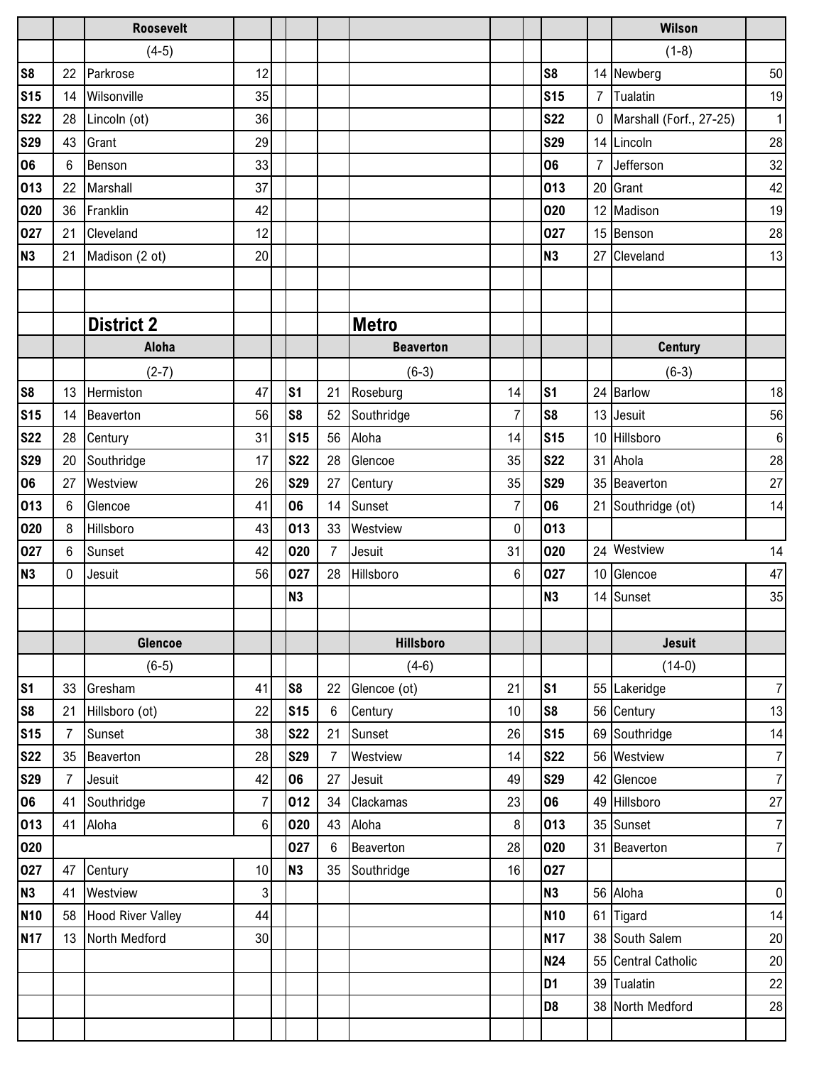### Roosevelt

(4-5)

| Date | Score | Opponent | Opp. Score |
|---|---|---|---|
| S8 | 22 | Parkrose | 12 |
| S15 | 14 | Wilsonville | 35 |
| S22 | 28 | Lincoln (ot) | 36 |
| S29 | 43 | Grant | 29 |
| O6 | 6 | Benson | 33 |
| O13 | 22 | Marshall | 37 |
| O20 | 36 | Franklin | 42 |
| O27 | 21 | Cleveland | 12 |
| N3 | 21 | Madison (2 ot) | 20 |

### Wilson

(1-8)

| Date | Score | Opponent | Opp. Score |
|---|---|---|---|
| S8 | 14 | Newberg | 50 |
| S15 | 7 | Tualatin | 19 |
| S22 | 0 | Marshall (Forf., 27-25) | 1 |
| S29 | 14 | Lincoln | 28 |
| O6 | 7 | Jefferson | 32 |
| O13 | 20 | Grant | 42 |
| O20 | 12 | Madison | 19 |
| O27 | 15 | Benson | 28 |
| N3 | 27 | Cleveland | 13 |

## District 2

## Metro

### Aloha

(2-7)

| Date | Score | Opponent | Opp. Score |
|---|---|---|---|
| S8 | 13 | Hermiston | 47 |
| S15 | 14 | Beaverton | 56 |
| S22 | 28 | Century | 31 |
| S29 | 20 | Southridge | 17 |
| O6 | 27 | Westview | 26 |
| O13 | 6 | Glencoe | 41 |
| O20 | 8 | Hillsboro | 43 |
| O27 | 6 | Sunset | 42 |
| N3 | 0 | Jesuit | 56 |

### Beaverton

(6-3)

| Date | Score | Opponent | Opp. Score |
|---|---|---|---|
| S1 | 21 | Roseburg | 14 |
| S8 | 52 | Southridge | 7 |
| S15 | 56 | Aloha | 14 |
| S22 | 28 | Glencoe | 35 |
| S29 | 27 | Century | 35 |
| O6 | 14 | Sunset | 7 |
| O13 | 33 | Westview | 0 |
| O20 | 7 | Jesuit | 31 |
| O27 | 28 | Hillsboro | 6 |
| N3 | | | |

### Century

(6-3)

| Date | Score | Opponent | Opp. Score |
|---|---|---|---|
| S1 | 24 | Barlow | 18 |
| S8 | 13 | Jesuit | 56 |
| S15 | 10 | Hillsboro | 6 |
| S22 | 31 | Ahola | 28 |
| S29 | 35 | Beaverton | 27 |
| O6 | 21 | Southridge (ot) | 14 |
| O13 | | | |
| O20 | 24 | Westview | 14 |
| O27 | 10 | Glencoe | 47 |
| N3 | 14 | Sunset | 35 |

### Glencoe

(6-5)

| Date | Score | Opponent | Opp. Score |
|---|---|---|---|
| S1 | 33 | Gresham | 41 |
| S8 | 21 | Hillsboro (ot) | 22 |
| S15 | 7 | Sunset | 38 |
| S22 | 35 | Beaverton | 28 |
| S29 | 7 | Jesuit | 42 |
| O6 | 41 | Southridge | 7 |
| O13 | 41 | Aloha | 6 |
| O20 | | | |
| O27 | 47 | Century | 10 |
| N3 | 41 | Westview | 3 |
| N10 | 58 | Hood River Valley | 44 |
| N17 | 13 | North Medford | 30 |

### Hillsboro

(4-6)

| Date | Score | Opponent | Opp. Score |
|---|---|---|---|
| S8 | 22 | Glencoe (ot) | 21 |
| S15 | 6 | Century | 10 |
| S22 | 21 | Sunset | 26 |
| S29 | 7 | Westview | 14 |
| O6 | 27 | Jesuit | 49 |
| O12 | 34 | Clackamas | 23 |
| O20 | 43 | Aloha | 8 |
| O27 | 6 | Beaverton | 28 |
| N3 | 35 | Southridge | 16 |

### Jesuit

(14-0)

| Date | Score | Opponent | Opp. Score |
|---|---|---|---|
| S1 | 55 | Lakeridge | 7 |
| S8 | 56 | Century | 13 |
| S15 | 69 | Southridge | 14 |
| S22 | 56 | Westview | 7 |
| S29 | 42 | Glencoe | 7 |
| O6 | 49 | Hillsboro | 27 |
| O13 | 35 | Sunset | 7 |
| O20 | 31 | Beaverton | 7 |
| O27 | | | |
| N3 | 56 | Aloha | 0 |
| N10 | 61 | Tigard | 14 |
| N17 | 38 | South Salem | 20 |
| N24 | 55 | Central Catholic | 20 |
| D1 | 39 | Tualatin | 22 |
| D8 | 38 | North Medford | 28 |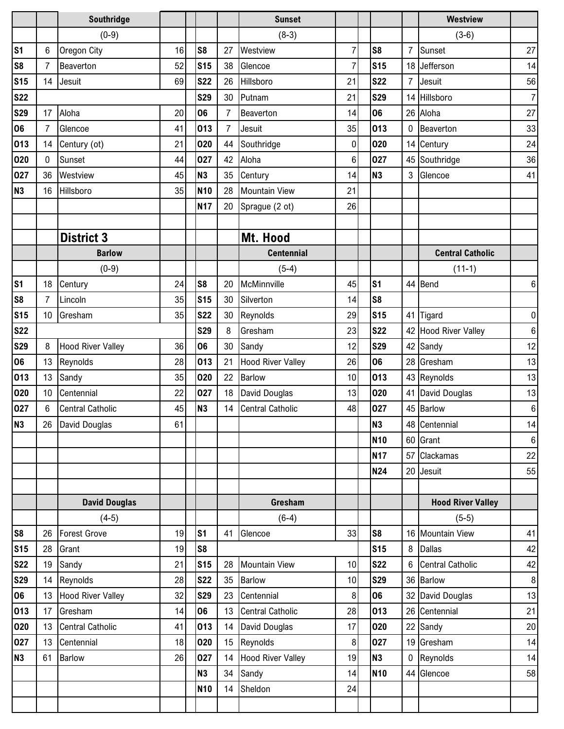| | | Southridge | | | | | Sunset | | | | | Westview | |
|---|---|---|---|---|---|---|---|---|---|---|---|---|---|
| | | (0-9) | | | | | (8-3) | | | | | (3-6) | |
| S1 | 6 | Oregon City | 16 | | S8 | 27 | Westview | 7 | | S8 | 7 | Sunset | 27 |
| S8 | 7 | Beaverton | 52 | | S15 | 38 | Glencoe | 7 | | S15 | 18 | Jefferson | 14 |
| S15 | 14 | Jesuit | 69 | | S22 | 26 | Hillsboro | 21 | | S22 | 7 | Jesuit | 56 |
| S22 | | | | | S29 | 30 | Putnam | 21 | | S29 | 14 | Hillsboro | 7 |
| S29 | 17 | Aloha | 20 | | O6 | 7 | Beaverton | 14 | | O6 | 26 | Aloha | 27 |
| O6 | 7 | Glencoe | 41 | | O13 | 7 | Jesuit | 35 | | O13 | 0 | Beaverton | 33 |
| O13 | 14 | Century (ot) | 21 | | O20 | 44 | Southridge | 0 | | O20 | 14 | Century | 24 |
| O20 | 0 | Sunset | 44 | | O27 | 42 | Aloha | 6 | | O27 | 45 | Southridge | 36 |
| O27 | 36 | Westview | 45 | | N3 | 35 | Century | 14 | | N3 | 3 | Glencoe | 41 |
| N3 | 16 | Hillsboro | 35 | | N10 | 28 | Mountain View | 21 | | | | | |
| | | | | | N17 | 20 | Sprague (2 ot) | 26 | | | | | |

## District 3

### Mt. Hood

| | | Barlow | | | | | Centennial | | | | | Central Catholic | |
|---|---|---|---|---|---|---|---|---|---|---|---|---|---|
| | | (0-9) | | | | | (5-4) | | | | | (11-1) | |
| S1 | 18 | Century | 24 | | S8 | 20 | McMinnville | 45 | | S1 | 44 | Bend | 6 |
| S8 | 7 | Lincoln | 35 | | S15 | 30 | Silverton | 14 | | S8 | | | |
| S15 | 10 | Gresham | 35 | | S22 | 30 | Reynolds | 29 | | S15 | 41 | Tigard | 0 |
| S22 | | | | | S29 | 8 | Gresham | 23 | | S22 | 42 | Hood River Valley | 6 |
| S29 | 8 | Hood River Valley | 36 | | O6 | 30 | Sandy | 12 | | S29 | 42 | Sandy | 12 |
| O6 | 13 | Reynolds | 28 | | O13 | 21 | Hood River Valley | 26 | | O6 | 28 | Gresham | 13 |
| O13 | 13 | Sandy | 35 | | O20 | 22 | Barlow | 10 | | O13 | 43 | Reynolds | 13 |
| O20 | 10 | Centennial | 22 | | O27 | 18 | David Douglas | 13 | | O20 | 41 | David Douglas | 13 |
| O27 | 6 | Central Catholic | 45 | | N3 | 14 | Central Catholic | 48 | | O27 | 45 | Barlow | 6 |
| N3 | 26 | David Douglas | 61 | | | | | | | N3 | 48 | Centennial | 14 |
| | | | | | | | | | | N10 | 60 | Grant | 6 |
| | | | | | | | | | | N17 | 57 | Clackamas | 22 |
| | | | | | | | | | | N24 | 20 | Jesuit | 55 |

| | | David Douglas | | | | | Gresham | | | | | Hood River Valley | |
|---|---|---|---|---|---|---|---|---|---|---|---|---|---|
| | | (4-5) | | | | | (6-4) | | | | | (5-5) | |
| S8 | 26 | Forest Grove | 19 | | S1 | 41 | Glencoe | 33 | | S8 | 16 | Mountain View | 41 |
| S15 | 28 | Grant | 19 | | S8 | | | | | S15 | 8 | Dallas | 42 |
| S22 | 19 | Sandy | 21 | | S15 | 28 | Mountain View | 10 | | S22 | 6 | Central Catholic | 42 |
| S29 | 14 | Reynolds | 28 | | S22 | 35 | Barlow | 10 | | S29 | 36 | Barlow | 8 |
| O6 | 13 | Hood River Valley | 32 | | S29 | 23 | Centennial | 8 | | O6 | 32 | David Douglas | 13 |
| O13 | 17 | Gresham | 14 | | O6 | 13 | Central Catholic | 28 | | O13 | 26 | Centennial | 21 |
| O20 | 13 | Central Catholic | 41 | | O13 | 14 | David Douglas | 17 | | O20 | 22 | Sandy | 20 |
| O27 | 13 | Centennial | 18 | | O20 | 15 | Reynolds | 8 | | O27 | 19 | Gresham | 14 |
| N3 | 61 | Barlow | 26 | | O27 | 14 | Hood River Valley | 19 | | N3 | 0 | Reynolds | 14 |
| | | | | | N3 | 34 | Sandy | 14 | | N10 | 44 | Glencoe | 58 |
| | | | | | N10 | 14 | Sheldon | 24 | | | | | |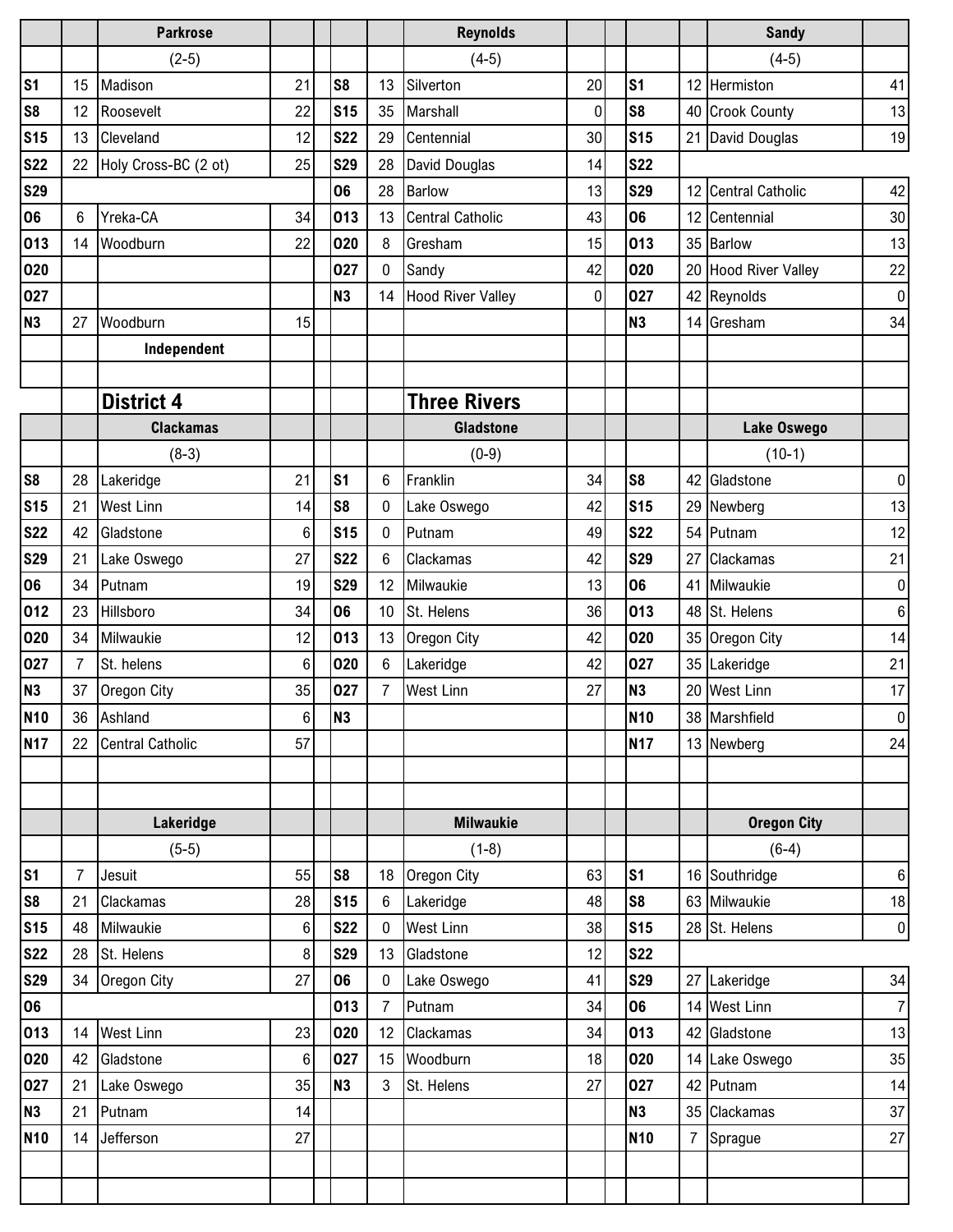| | | Parkrose | | | | | Reynolds | | | | | Sandy | |
|---|---|---|---|---|---|---|---|---|---|---|---|---|---|
| | | (2-5) | | | | | (4-5) | | | | | (4-5) | |
| S1 | 15 | Madison | 21 | | S8 | 13 | Silverton | 20 | | S1 | 12 | Hermiston | 41 |
| S8 | 12 | Roosevelt | 22 | | S15 | 35 | Marshall | 0 | | S8 | 40 | Crook County | 13 |
| S15 | 13 | Cleveland | 12 | | S22 | 29 | Centennial | 30 | | S15 | 21 | David Douglas | 19 |
| S22 | 22 | Holy Cross-BC (2 ot) | 25 | | S29 | 28 | David Douglas | 14 | | S22 | | | |
| S29 | | | | | O6 | 28 | Barlow | 13 | | S29 | 12 | Central Catholic | 42 |
| O6 | 6 | Yreka-CA | 34 | | O13 | 13 | Central Catholic | 43 | | O6 | 12 | Centennial | 30 |
| O13 | 14 | Woodburn | 22 | | O20 | 8 | Gresham | 15 | | O13 | 35 | Barlow | 13 |
| O20 | | | | | O27 | 0 | Sandy | 42 | | O20 | 20 | Hood River Valley | 22 |
| O27 | | | | | N3 | 14 | Hood River Valley | 0 | | O27 | 42 | Reynolds | 0 |
| N3 | 27 | Woodburn | 15 | | | | | | | N3 | 14 | Gresham | 34 |
| | | Independent | | | | | | | | | | | |

## District 4 — Three Rivers

| | | Clackamas | | | | | Gladstone | | | | | Lake Oswego | |
|---|---|---|---|---|---|---|---|---|---|---|---|---|---|
| | | (8-3) | | | | | (0-9) | | | | | (10-1) | |
| S8 | 28 | Lakeridge | 21 | | S1 | 6 | Franklin | 34 | | S8 | 42 | Gladstone | 0 |
| S15 | 21 | West Linn | 14 | | S8 | 0 | Lake Oswego | 42 | | S15 | 29 | Newberg | 13 |
| S22 | 42 | Gladstone | 6 | | S15 | 0 | Putnam | 49 | | S22 | 54 | Putnam | 12 |
| S29 | 21 | Lake Oswego | 27 | | S22 | 6 | Clackamas | 42 | | S29 | 27 | Clackamas | 21 |
| O6 | 34 | Putnam | 19 | | S29 | 12 | Milwaukie | 13 | | O6 | 41 | Milwaukie | 0 |
| O12 | 23 | Hillsboro | 34 | | O6 | 10 | St. Helens | 36 | | O13 | 48 | St. Helens | 6 |
| O20 | 34 | Milwaukie | 12 | | O13 | 13 | Oregon City | 42 | | O20 | 35 | Oregon City | 14 |
| O27 | 7 | St. helens | 6 | | O20 | 6 | Lakeridge | 42 | | O27 | 35 | Lakeridge | 21 |
| N3 | 37 | Oregon City | 35 | | O27 | 7 | West Linn | 27 | | N3 | 20 | West Linn | 17 |
| N10 | 36 | Ashland | 6 | | N3 | | | | | N10 | 38 | Marshfield | 0 |
| N17 | 22 | Central Catholic | 57 | | | | | | | N17 | 13 | Newberg | 24 |

| | | Lakeridge | | | | | Milwaukie | | | | | Oregon City | |
|---|---|---|---|---|---|---|---|---|---|---|---|---|---|
| | | (5-5) | | | | | (1-8) | | | | | (6-4) | |
| S1 | 7 | Jesuit | 55 | | S8 | 18 | Oregon City | 63 | | S1 | 16 | Southridge | 6 |
| S8 | 21 | Clackamas | 28 | | S15 | 6 | Lakeridge | 48 | | S8 | 63 | Milwaukie | 18 |
| S15 | 48 | Milwaukie | 6 | | S22 | 0 | West Linn | 38 | | S15 | 28 | St. Helens | 0 |
| S22 | 28 | St. Helens | 8 | | S29 | 13 | Gladstone | 12 | | S22 | | | |
| S29 | 34 | Oregon City | 27 | | O6 | 0 | Lake Oswego | 41 | | S29 | 27 | Lakeridge | 34 |
| O6 | | | | | O13 | 7 | Putnam | 34 | | O6 | 14 | West Linn | 7 |
| O13 | 14 | West Linn | 23 | | O20 | 12 | Clackamas | 34 | | O13 | 42 | Gladstone | 13 |
| O20 | 42 | Gladstone | 6 | | O27 | 15 | Woodburn | 18 | | O20 | 14 | Lake Oswego | 35 |
| O27 | 21 | Lake Oswego | 35 | | N3 | 3 | St. Helens | 27 | | O27 | 42 | Putnam | 14 |
| N3 | 21 | Putnam | 14 | | | | | | | N3 | 35 | Clackamas | 37 |
| N10 | 14 | Jefferson | 27 | | | | | | | N10 | 7 | Sprague | 27 |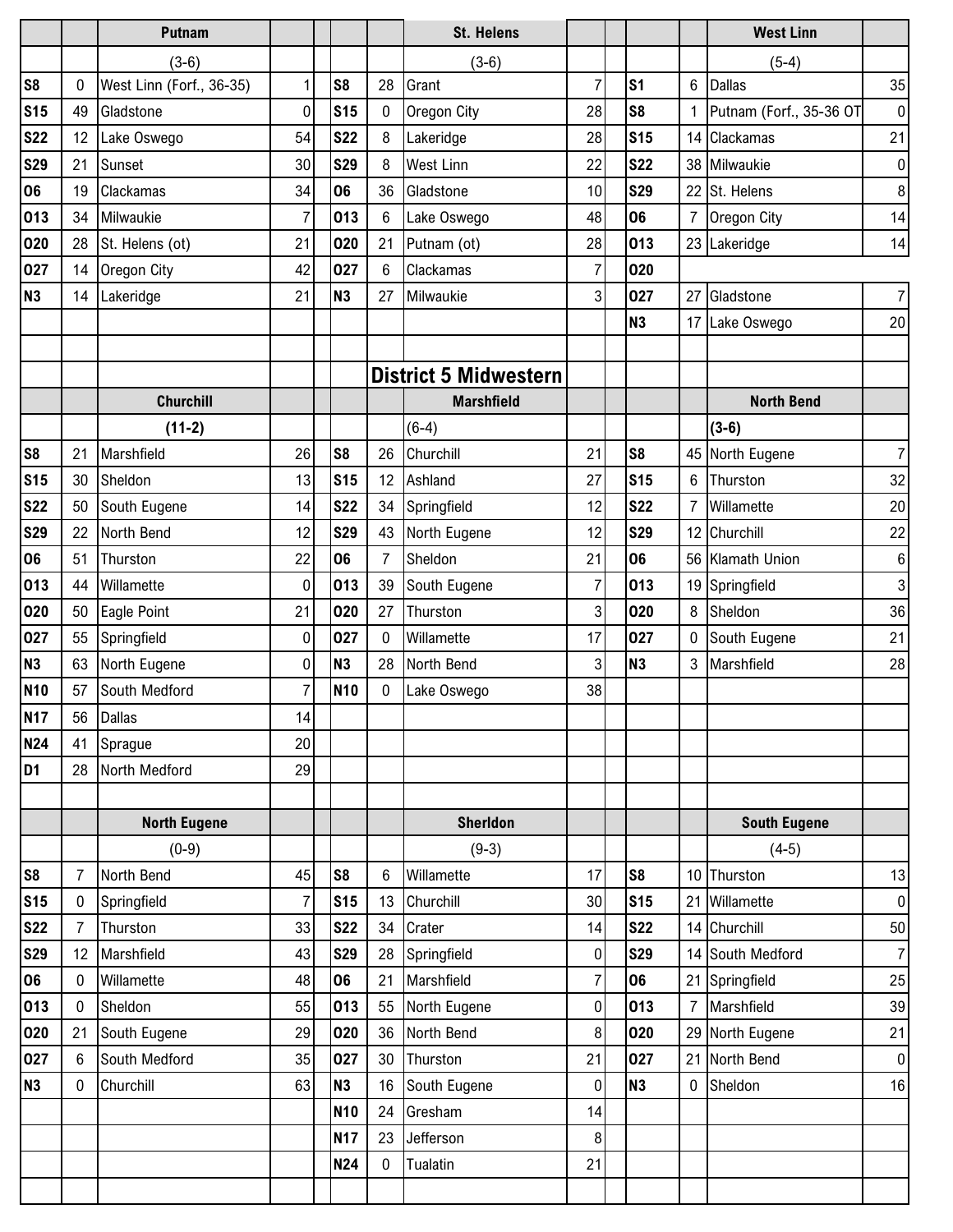| | | Putnam | | | | | St. Helens | | | | | West Linn | |
|---|---|---|---|---|---|---|---|---|---|---|---|---|---|
| | | (3-6) | | | | | (3-6) | | | | | (5-4) | |
| S8 | 0 | West Linn (Forf., 36-35) | 1 | | S8 | 28 | Grant | 7 | | S1 | 6 | Dallas | 35 |
| S15 | 49 | Gladstone | 0 | | S15 | 0 | Oregon City | 28 | | S8 | 1 | Putnam (Forf., 35-36 OT | 0 |
| S22 | 12 | Lake Oswego | 54 | | S22 | 8 | Lakeridge | 28 | | S15 | 14 | Clackamas | 21 |
| S29 | 21 | Sunset | 30 | | S29 | 8 | West Linn | 22 | | S22 | 38 | Milwaukie | 0 |
| O6 | 19 | Clackamas | 34 | | O6 | 36 | Gladstone | 10 | | S29 | 22 | St. Helens | 8 |
| O13 | 34 | Milwaukie | 7 | | O13 | 6 | Lake Oswego | 48 | | O6 | 7 | Oregon City | 14 |
| O20 | 28 | St. Helens (ot) | 21 | | O20 | 21 | Putnam (ot) | 28 | | O13 | 23 | Lakeridge | 14 |
| O27 | 14 | Oregon City | 42 | | O27 | 6 | Clackamas | 7 | | O20 | | | |
| N3 | 14 | Lakeridge | 21 | | N3 | 27 | Milwaukie | 3 | | O27 | 27 | Gladstone | 7 |
| | | | | | | | | | | N3 | 17 | Lake Oswego | 20 |

## District 5 Midwestern

| | | Churchill | | | | | Marshfield | | | | | North Bend | |
|---|---|---|---|---|---|---|---|---|---|---|---|---|---|
| | | (11-2) | | | | | (6-4) | | | | | (3-6) | |
| S8 | 21 | Marshfield | 26 | | S8 | 26 | Churchill | 21 | | S8 | 45 | North Eugene | 7 |
| S15 | 30 | Sheldon | 13 | | S15 | 12 | Ashland | 27 | | S15 | 6 | Thurston | 32 |
| S22 | 50 | South Eugene | 14 | | S22 | 34 | Springfield | 12 | | S22 | 7 | Willamette | 20 |
| S29 | 22 | North Bend | 12 | | S29 | 43 | North Eugene | 12 | | S29 | 12 | Churchill | 22 |
| O6 | 51 | Thurston | 22 | | O6 | 7 | Sheldon | 21 | | O6 | 56 | Klamath Union | 6 |
| O13 | 44 | Willamette | 0 | | O13 | 39 | South Eugene | 7 | | O13 | 19 | Springfield | 3 |
| O20 | 50 | Eagle Point | 21 | | O20 | 27 | Thurston | 3 | | O20 | 8 | Sheldon | 36 |
| O27 | 55 | Springfield | 0 | | O27 | 0 | Willamette | 17 | | O27 | 0 | South Eugene | 21 |
| N3 | 63 | North Eugene | 0 | | N3 | 28 | North Bend | 3 | | N3 | 3 | Marshfield | 28 |
| N10 | 57 | South Medford | 7 | | N10 | 0 | Lake Oswego | 38 | | | | | |
| N17 | 56 | Dallas | 14 | | | | | | | | | | |
| N24 | 41 | Sprague | 20 | | | | | | | | | | |
| D1 | 28 | North Medford | 29 | | | | | | | | | | |

| | | North Eugene | | | | | Sherldon | | | | | South Eugene | |
|---|---|---|---|---|---|---|---|---|---|---|---|---|---|
| | | (0-9) | | | | | (9-3) | | | | | (4-5) | |
| S8 | 7 | North Bend | 45 | | S8 | 6 | Willamette | 17 | | S8 | 10 | Thurston | 13 |
| S15 | 0 | Springfield | 7 | | S15 | 13 | Churchill | 30 | | S15 | 21 | Willamette | 0 |
| S22 | 7 | Thurston | 33 | | S22 | 34 | Crater | 14 | | S22 | 14 | Churchill | 50 |
| S29 | 12 | Marshfield | 43 | | S29 | 28 | Springfield | 0 | | S29 | 14 | South Medford | 7 |
| O6 | 0 | Willamette | 48 | | O6 | 21 | Marshfield | 7 | | O6 | 21 | Springfield | 25 |
| O13 | 0 | Sheldon | 55 | | O13 | 55 | North Eugene | 0 | | O13 | 7 | Marshfield | 39 |
| O20 | 21 | South Eugene | 29 | | O20 | 36 | North Bend | 8 | | O20 | 29 | North Eugene | 21 |
| O27 | 6 | South Medford | 35 | | O27 | 30 | Thurston | 21 | | O27 | 21 | North Bend | 0 |
| N3 | 0 | Churchill | 63 | | N3 | 16 | South Eugene | 0 | | N3 | 0 | Sheldon | 16 |
| | | | | | N10 | 24 | Gresham | 14 | | | | | |
| | | | | | N17 | 23 | Jefferson | 8 | | | | | |
| | | | | | N24 | 0 | Tualatin | 21 | | | | | |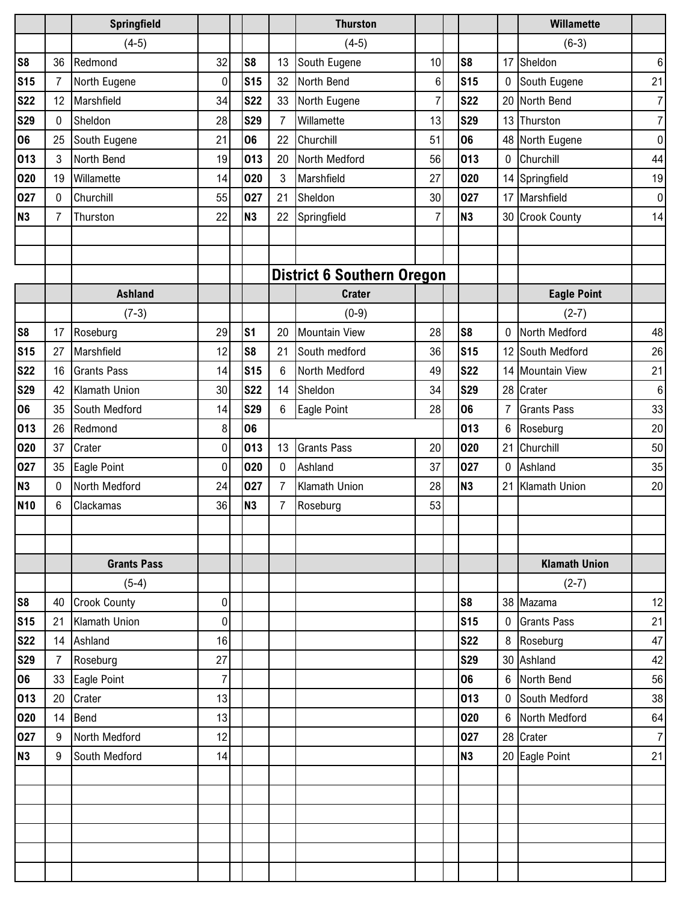| | | Springfield | | | | Thurston | | | | Willamette | |
|---|---|---|---|---|---|---|---|---|---|---|---|
| | | (4-5) | | | | (4-5) | | | | (6-3) | |
| S8 | 36 | Redmond | 32 | S8 | 13 | South Eugene | 10 | S8 | 17 | Sheldon | 6 |
| S15 | 7 | North Eugene | 0 | S15 | 32 | North Bend | 6 | S15 | 0 | South Eugene | 21 |
| S22 | 12 | Marshfield | 34 | S22 | 33 | North Eugene | 7 | S22 | 20 | North Bend | 7 |
| S29 | 0 | Sheldon | 28 | S29 | 7 | Willamette | 13 | S29 | 13 | Thurston | 7 |
| O6 | 25 | South Eugene | 21 | O6 | 22 | Churchill | 51 | O6 | 48 | North Eugene | 0 |
| O13 | 3 | North Bend | 19 | O13 | 20 | North Medford | 56 | O13 | 0 | Churchill | 44 |
| O20 | 19 | Willamette | 14 | O20 | 3 | Marshfield | 27 | O20 | 14 | Springfield | 19 |
| O27 | 0 | Churchill | 55 | O27 | 21 | Sheldon | 30 | O27 | 17 | Marshfield | 0 |
| N3 | 7 | Thurston | 22 | N3 | 22 | Springfield | 7 | N3 | 30 | Crook County | 14 |

## District 6 Southern Oregon

| | | Ashland | | | | Crater | | | | Eagle Point | |
|---|---|---|---|---|---|---|---|---|---|---|---|
| | | (7-3) | | | | (0-9) | | | | (2-7) | |
| S8 | 17 | Roseburg | 29 | S1 | 20 | Mountain View | 28 | S8 | 0 | North Medford | 48 |
| S15 | 27 | Marshfield | 12 | S8 | 21 | South medford | 36 | S15 | 12 | South Medford | 26 |
| S22 | 16 | Grants Pass | 14 | S15 | 6 | North Medford | 49 | S22 | 14 | Mountain View | 21 |
| S29 | 42 | Klamath Union | 30 | S22 | 14 | Sheldon | 34 | S29 | 28 | Crater | 6 |
| O6 | 35 | South Medford | 14 | S29 | 6 | Eagle Point | 28 | O6 | 7 | Grants Pass | 33 |
| O13 | 26 | Redmond | 8 | O6 | | | | O13 | 6 | Roseburg | 20 |
| O20 | 37 | Crater | 0 | O13 | 13 | Grants Pass | 20 | O20 | 21 | Churchill | 50 |
| O27 | 35 | Eagle Point | 0 | O20 | 0 | Ashland | 37 | O27 | 0 | Ashland | 35 |
| N3 | 0 | North Medford | 24 | O27 | 7 | Klamath Union | 28 | N3 | 21 | Klamath Union | 20 |
| N10 | 6 | Clackamas | 36 | N3 | 7 | Roseburg | 53 | | | | |

| | | Grants Pass | | | | Klamath Union | |
|---|---|---|---|---|---|---|---|
| | | (5-4) | | | | (2-7) | |
| S8 | 40 | Crook County | 0 | S8 | 38 | Mazama | 12 |
| S15 | 21 | Klamath Union | 0 | S15 | 0 | Grants Pass | 21 |
| S22 | 14 | Ashland | 16 | S22 | 8 | Roseburg | 47 |
| S29 | 7 | Roseburg | 27 | S29 | 30 | Ashland | 42 |
| O6 | 33 | Eagle Point | 7 | O6 | 6 | North Bend | 56 |
| O13 | 20 | Crater | 13 | O13 | 0 | South Medford | 38 |
| O20 | 14 | Bend | 13 | O20 | 6 | North Medford | 64 |
| O27 | 9 | North Medford | 12 | O27 | 28 | Crater | 7 |
| N3 | 9 | South Medford | 14 | N3 | 20 | Eagle Point | 21 |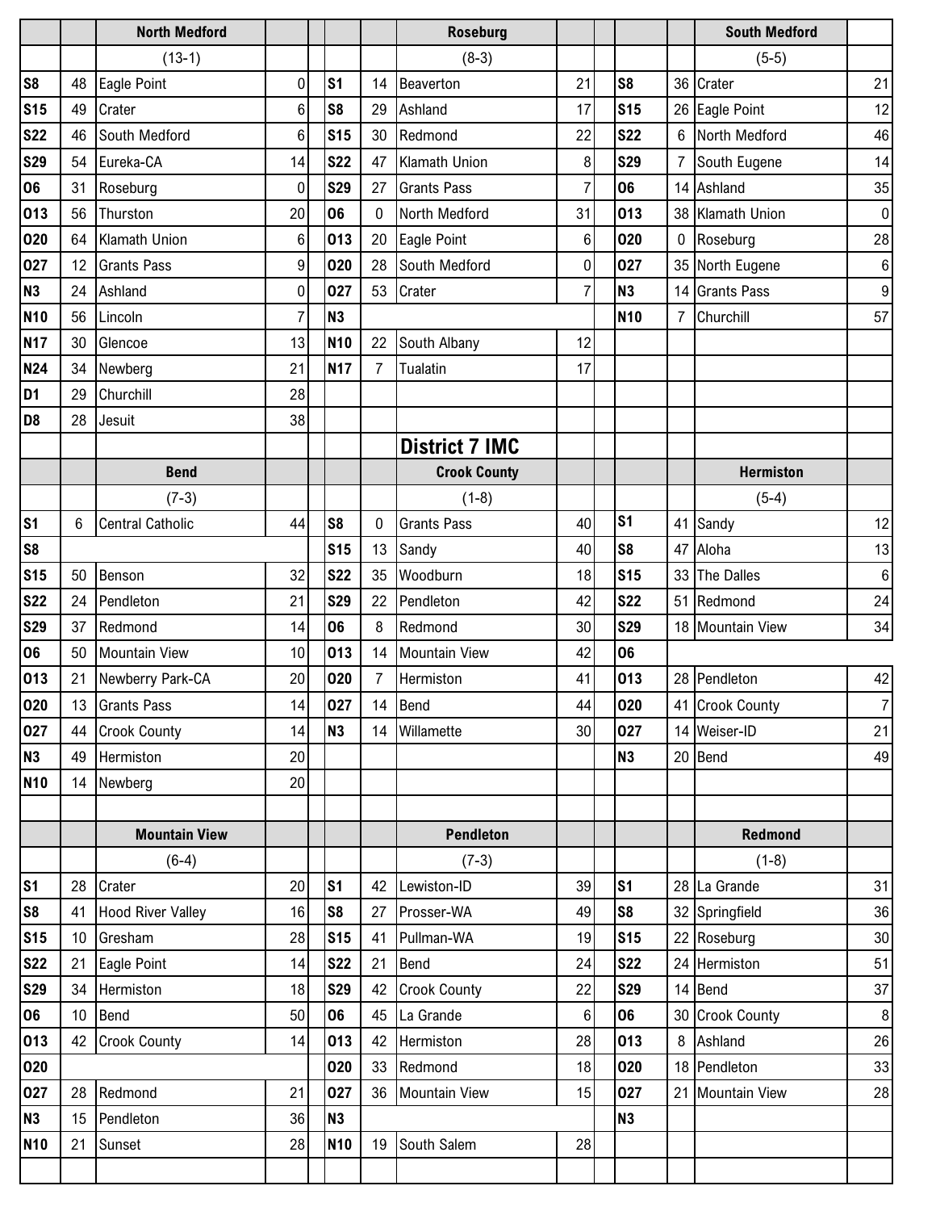| | | North Medford | | | | | Roseburg | | | | | South Medford | |
|---|---|---|---|---|---|---|---|---|---|---|---|---|---|
| | | (13-1) | | | | | (8-3) | | | | | (5-5) | |
| S8 | 48 | Eagle Point | 0 | | S1 | 14 | Beaverton | 21 | | S8 | 36 | Crater | 21 |
| S15 | 49 | Crater | 6 | | S8 | 29 | Ashland | 17 | | S15 | 26 | Eagle Point | 12 |
| S22 | 46 | South Medford | 6 | | S15 | 30 | Redmond | 22 | | S22 | 6 | North Medford | 46 |
| S29 | 54 | Eureka-CA | 14 | | S22 | 47 | Klamath Union | 8 | | S29 | 7 | South Eugene | 14 |
| O6 | 31 | Roseburg | 0 | | S29 | 27 | Grants Pass | 7 | | O6 | 14 | Ashland | 35 |
| O13 | 56 | Thurston | 20 | | O6 | 0 | North Medford | 31 | | O13 | 38 | Klamath Union | 0 |
| O20 | 64 | Klamath Union | 6 | | O13 | 20 | Eagle Point | 6 | | O20 | 0 | Roseburg | 28 |
| O27 | 12 | Grants Pass | 9 | | O20 | 28 | South Medford | 0 | | O27 | 35 | North Eugene | 6 |
| N3 | 24 | Ashland | 0 | | O27 | 53 | Crater | 7 | | N3 | 14 | Grants Pass | 9 |
| N10 | 56 | Lincoln | 7 | | N3 | | | | | N10 | 7 | Churchill | 57 |
| N17 | 30 | Glencoe | 13 | | N10 | 22 | South Albany | 12 | | | | | |
| N24 | 34 | Newberg | 21 | | N17 | 7 | Tualatin | 17 | | | | | |
| D1 | 29 | Churchill | 28 | | | | | | | | | | |
| D8 | 28 | Jesuit | 38 | | | | | | | | | | |

## District 7 IMC

| | | Bend | | | | | Crook County | | | | | Hermiston | |
|---|---|---|---|---|---|---|---|---|---|---|---|---|---|
| | | (7-3) | | | | | (1-8) | | | | | (5-4) | |
| S1 | 6 | Central Catholic | 44 | | S8 | 0 | Grants Pass | 40 | | S1 | 41 | Sandy | 12 |
| S8 | | | | | S15 | 13 | Sandy | 40 | | S8 | 47 | Aloha | 13 |
| S15 | 50 | Benson | 32 | | S22 | 35 | Woodburn | 18 | | S15 | 33 | The Dalles | 6 |
| S22 | 24 | Pendleton | 21 | | S29 | 22 | Pendleton | 42 | | S22 | 51 | Redmond | 24 |
| S29 | 37 | Redmond | 14 | | O6 | 8 | Redmond | 30 | | S29 | 18 | Mountain View | 34 |
| O6 | 50 | Mountain View | 10 | | O13 | 14 | Mountain View | 42 | | O6 | | | |
| O13 | 21 | Newberry Park-CA | 20 | | O20 | 7 | Hermiston | 41 | | O13 | 28 | Pendleton | 42 |
| O20 | 13 | Grants Pass | 14 | | O27 | 14 | Bend | 44 | | O20 | 41 | Crook County | 7 |
| O27 | 44 | Crook County | 14 | | N3 | 14 | Willamette | 30 | | O27 | 14 | Weiser-ID | 21 |
| N3 | 49 | Hermiston | 20 | | | | | | | N3 | 20 | Bend | 49 |
| N10 | 14 | Newberg | 20 | | | | | | | | | | |

| | | Mountain View | | | | | Pendleton | | | | | Redmond | |
|---|---|---|---|---|---|---|---|---|---|---|---|---|---|
| | | (6-4) | | | | | (7-3) | | | | | (1-8) | |
| S1 | 28 | Crater | 20 | | S1 | 42 | Lewiston-ID | 39 | | S1 | 28 | La Grande | 31 |
| S8 | 41 | Hood River Valley | 16 | | S8 | 27 | Prosser-WA | 49 | | S8 | 32 | Springfield | 36 |
| S15 | 10 | Gresham | 28 | | S15 | 41 | Pullman-WA | 19 | | S15 | 22 | Roseburg | 30 |
| S22 | 21 | Eagle Point | 14 | | S22 | 21 | Bend | 24 | | S22 | 24 | Hermiston | 51 |
| S29 | 34 | Hermiston | 18 | | S29 | 42 | Crook County | 22 | | S29 | 14 | Bend | 37 |
| O6 | 10 | Bend | 50 | | O6 | 45 | La Grande | 6 | | O6 | 30 | Crook County | 8 |
| O13 | 42 | Crook County | 14 | | O13 | 42 | Hermiston | 28 | | O13 | 8 | Ashland | 26 |
| O20 | | | | | O20 | 33 | Redmond | 18 | | O20 | 18 | Pendleton | 33 |
| O27 | 28 | Redmond | 21 | | O27 | 36 | Mountain View | 15 | | O27 | 21 | Mountain View | 28 |
| N3 | 15 | Pendleton | 36 | | N3 | | | | | N3 | | | |
| N10 | 21 | Sunset | 28 | | N10 | 19 | South Salem | 28 | | | | | |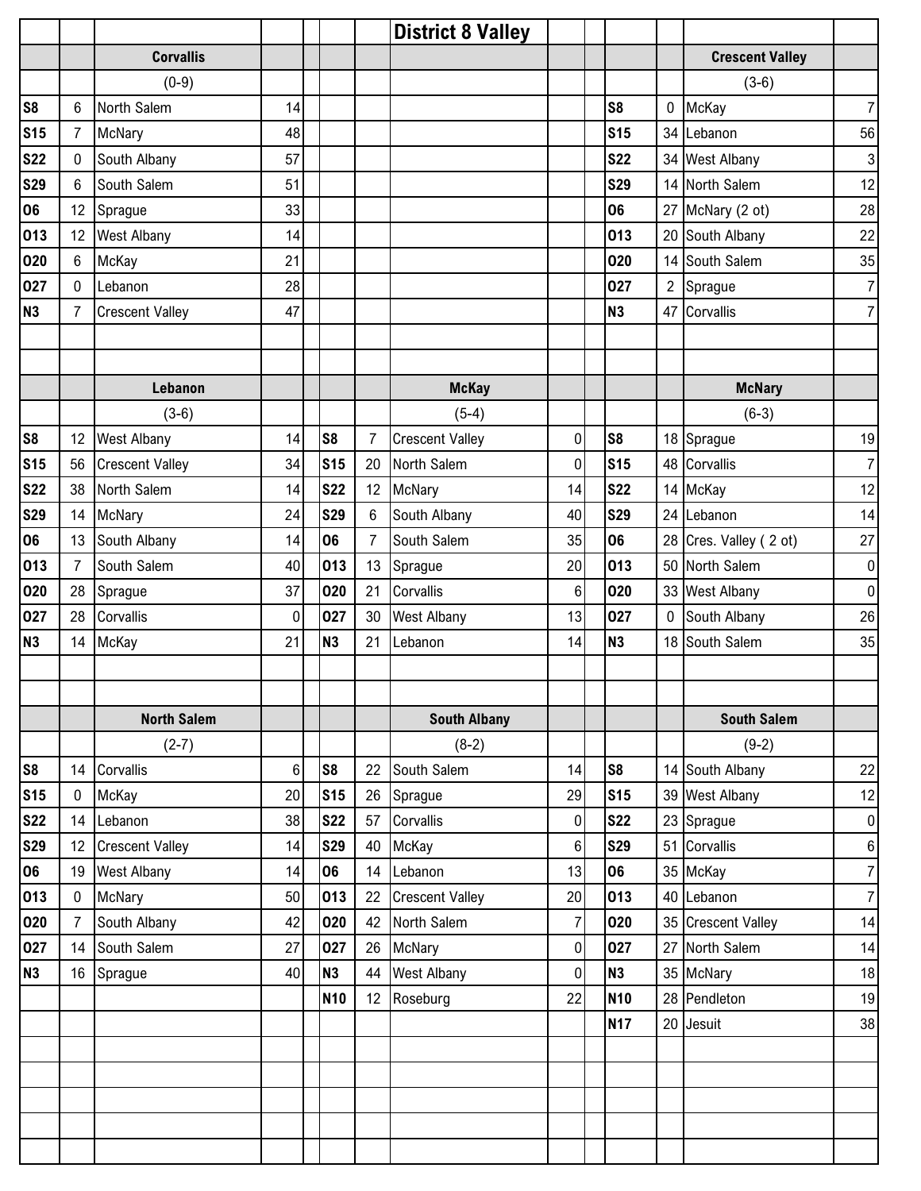# District 8 Valley

### Corvallis

(0-9)

| Date | Score | Opponent | Opp. Score |
|---|---|---|---|
| S8 | 6 | North Salem | 14 |
| S15 | 7 | McNary | 48 |
| S22 | 0 | South Albany | 57 |
| S29 | 6 | South Salem | 51 |
| O6 | 12 | Sprague | 33 |
| O13 | 12 | West Albany | 14 |
| O20 | 6 | McKay | 21 |
| O27 | 0 | Lebanon | 28 |
| N3 | 7 | Crescent Valley | 47 |

### Crescent Valley

(3-6)

| Date | Score | Opponent | Opp. Score |
|---|---|---|---|
| S8 | 0 | McKay | 7 |
| S15 | 34 | Lebanon | 56 |
| S22 | 34 | West Albany | 3 |
| S29 | 14 | North Salem | 12 |
| O6 | 27 | McNary (2 ot) | 28 |
| O13 | 20 | South Albany | 22 |
| O20 | 14 | South Salem | 35 |
| O27 | 2 | Sprague | 7 |
| N3 | 47 | Corvallis | 7 |

### Lebanon

(3-6)

| Date | Score | Opponent | Opp. Score |
|---|---|---|---|
| S8 | 12 | West Albany | 14 |
| S15 | 56 | Crescent Valley | 34 |
| S22 | 38 | North Salem | 14 |
| S29 | 14 | McNary | 24 |
| O6 | 13 | South Albany | 14 |
| O13 | 7 | South Salem | 40 |
| O20 | 28 | Sprague | 37 |
| O27 | 28 | Corvallis | 0 |
| N3 | 14 | McKay | 21 |

### McKay

(5-4)

| Date | Score | Opponent | Opp. Score |
|---|---|---|---|
| S8 | 7 | Crescent Valley | 0 |
| S15 | 20 | North Salem | 0 |
| S22 | 12 | McNary | 14 |
| S29 | 6 | South Albany | 40 |
| O6 | 7 | South Salem | 35 |
| O13 | 13 | Sprague | 20 |
| O20 | 21 | Corvallis | 6 |
| O27 | 30 | West Albany | 13 |
| N3 | 21 | Lebanon | 14 |

### McNary

(6-3)

| Date | Score | Opponent | Opp. Score |
|---|---|---|---|
| S8 | 18 | Sprague | 19 |
| S15 | 48 | Corvallis | 7 |
| S22 | 14 | McKay | 12 |
| S29 | 24 | Lebanon | 14 |
| O6 | 28 | Cres. Valley ( 2 ot) | 27 |
| O13 | 50 | North Salem | 0 |
| O20 | 33 | West Albany | 0 |
| O27 | 0 | South Albany | 26 |
| N3 | 18 | South Salem | 35 |

### North Salem

(2-7)

| Date | Score | Opponent | Opp. Score |
|---|---|---|---|
| S8 | 14 | Corvallis | 6 |
| S15 | 0 | McKay | 20 |
| S22 | 14 | Lebanon | 38 |
| S29 | 12 | Crescent Valley | 14 |
| O6 | 19 | West Albany | 14 |
| O13 | 0 | McNary | 50 |
| O20 | 7 | South Albany | 42 |
| O27 | 14 | South Salem | 27 |
| N3 | 16 | Sprague | 40 |

### South Albany

(8-2)

| Date | Score | Opponent | Opp. Score |
|---|---|---|---|
| S8 | 22 | South Salem | 14 |
| S15 | 26 | Sprague | 29 |
| S22 | 57 | Corvallis | 0 |
| S29 | 40 | McKay | 6 |
| O6 | 14 | Lebanon | 13 |
| O13 | 22 | Crescent Valley | 20 |
| O20 | 42 | North Salem | 7 |
| O27 | 26 | McNary | 0 |
| N3 | 44 | West Albany | 0 |
| N10 | 12 | Roseburg | 22 |

### South Salem

(9-2)

| Date | Score | Opponent | Opp. Score |
|---|---|---|---|
| S8 | 14 | South Albany | 22 |
| S15 | 39 | West Albany | 12 |
| S22 | 23 | Sprague | 0 |
| S29 | 51 | Corvallis | 6 |
| O6 | 35 | McKay | 7 |
| O13 | 40 | Lebanon | 7 |
| O20 | 35 | Crescent Valley | 14 |
| O27 | 27 | North Salem | 14 |
| N3 | 35 | McNary | 18 |
| N10 | 28 | Pendleton | 19 |
| N17 | 20 | Jesuit | 38 |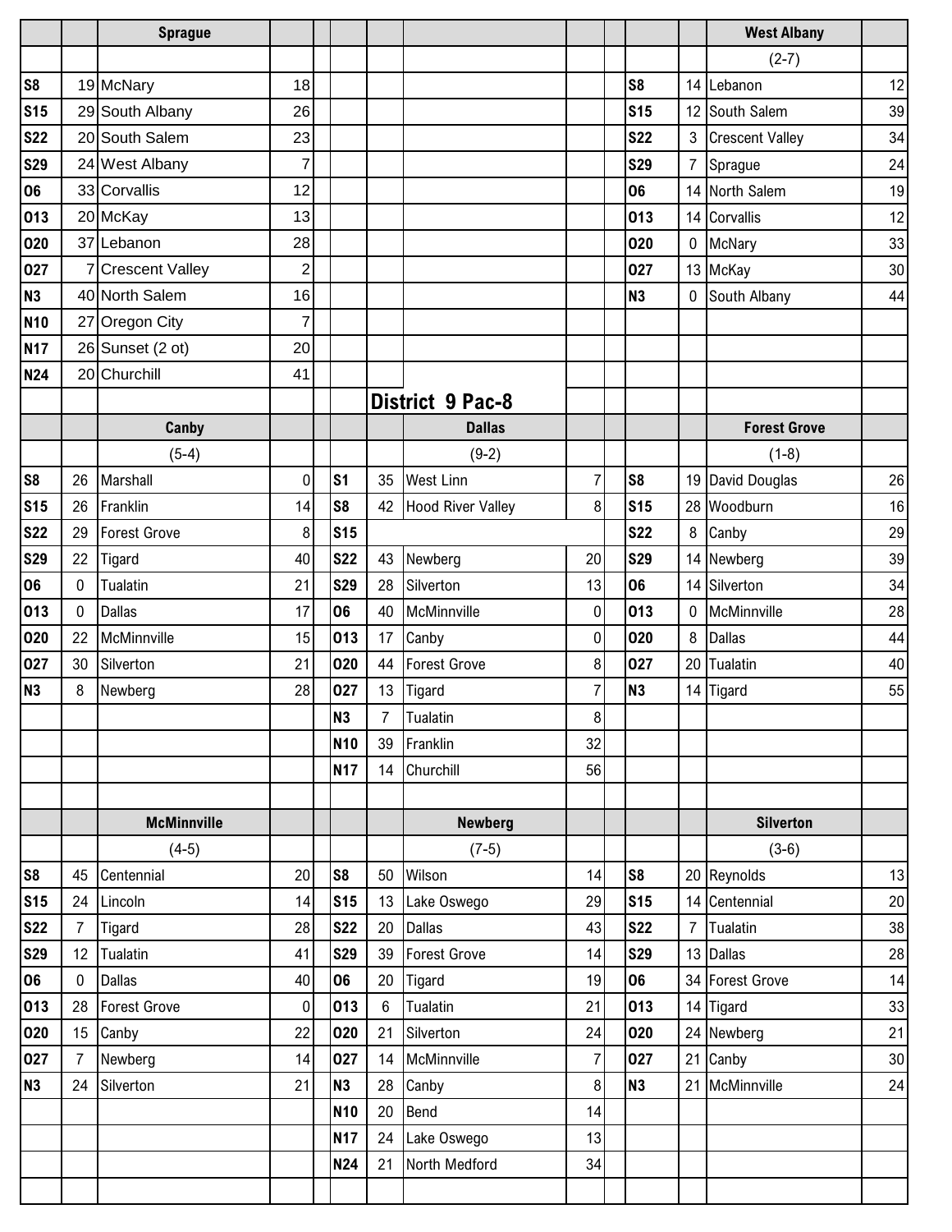| | | Sprague | | | | | | | | | West Albany | |
|---|---|---|---|---|---|---|---|---|---|---|---|---|
| | | | | | | | | | | | (2-7) | |
| S8 | 19 | McNary | 18 | | | | | | | S8 | 14 | Lebanon | 12 |
| S15 | 29 | South Albany | 26 | | | | | | | S15 | 12 | South Salem | 39 |
| S22 | 20 | South Salem | 23 | | | | | | | S22 | 3 | Crescent Valley | 34 |
| S29 | 24 | West Albany | 7 | | | | | | | S29 | 7 | Sprague | 24 |
| O6 | 33 | Corvallis | 12 | | | | | | | O6 | 14 | North Salem | 19 |
| O13 | 20 | McKay | 13 | | | | | | | O13 | 14 | Corvallis | 12 |
| O20 | 37 | Lebanon | 28 | | | | | | | O20 | 0 | McNary | 33 |
| O27 | 7 | Crescent Valley | 2 | | | | | | | O27 | 13 | McKay | 30 |
| N3 | 40 | North Salem | 16 | | | | | | | N3 | 0 | South Albany | 44 |
| N10 | 27 | Oregon City | 7 | | | | | | | | | | |
| N17 | 26 | Sunset (2 ot) | 20 | | | | | | | | | | |
| N24 | 20 | Churchill | 41 | | | | | | | | | | |

## District 9 Pac-8

| | | Canby | | | | Dallas | | | | Forest Grove | |
|---|---|---|---|---|---|---|---|---|---|---|---|
| | | (5-4) | | | | (9-2) | | | | (1-8) | |
| S8 | 26 | Marshall | 0 | S1 | 35 | West Linn | 7 | S8 | 19 | David Douglas | 26 |
| S15 | 26 | Franklin | 14 | S8 | 42 | Hood River Valley | 8 | S15 | 28 | Woodburn | 16 |
| S22 | 29 | Forest Grove | 8 | S15 | | | | S22 | 8 | Canby | 29 |
| S29 | 22 | Tigard | 40 | S22 | 43 | Newberg | 20 | S29 | 14 | Newberg | 39 |
| O6 | 0 | Tualatin | 21 | S29 | 28 | Silverton | 13 | O6 | 14 | Silverton | 34 |
| O13 | 0 | Dallas | 17 | O6 | 40 | McMinnville | 0 | O13 | 0 | McMinnville | 28 |
| O20 | 22 | McMinnville | 15 | O13 | 17 | Canby | 0 | O20 | 8 | Dallas | 44 |
| O27 | 30 | Silverton | 21 | O20 | 44 | Forest Grove | 8 | O27 | 20 | Tualatin | 40 |
| N3 | 8 | Newberg | 28 | O27 | 13 | Tigard | 7 | N3 | 14 | Tigard | 55 |
| | | | | N3 | 7 | Tualatin | 8 | | | | |
| | | | | N10 | 39 | Franklin | 32 | | | | |
| | | | | N17 | 14 | Churchill | 56 | | | | |

| | | McMinnville | | | | Newberg | | | | Silverton | |
|---|---|---|---|---|---|---|---|---|---|---|---|
| | | (4-5) | | | | (7-5) | | | | (3-6) | |
| S8 | 45 | Centennial | 20 | S8 | 50 | Wilson | 14 | S8 | 20 | Reynolds | 13 |
| S15 | 24 | Lincoln | 14 | S15 | 13 | Lake Oswego | 29 | S15 | 14 | Centennial | 20 |
| S22 | 7 | Tigard | 28 | S22 | 20 | Dallas | 43 | S22 | 7 | Tualatin | 38 |
| S29 | 12 | Tualatin | 41 | S29 | 39 | Forest Grove | 14 | S29 | 13 | Dallas | 28 |
| O6 | 0 | Dallas | 40 | O6 | 20 | Tigard | 19 | O6 | 34 | Forest Grove | 14 |
| O13 | 28 | Forest Grove | 0 | O13 | 6 | Tualatin | 21 | O13 | 14 | Tigard | 33 |
| O20 | 15 | Canby | 22 | O20 | 21 | Silverton | 24 | O20 | 24 | Newberg | 21 |
| O27 | 7 | Newberg | 14 | O27 | 14 | McMinnville | 7 | O27 | 21 | Canby | 30 |
| N3 | 24 | Silverton | 21 | N3 | 28 | Canby | 8 | N3 | 21 | McMinnville | 24 |
| | | | | N10 | 20 | Bend | 14 | | | | |
| | | | | N17 | 24 | Lake Oswego | 13 | | | | |
| | | | | N24 | 21 | North Medford | 34 | | | | |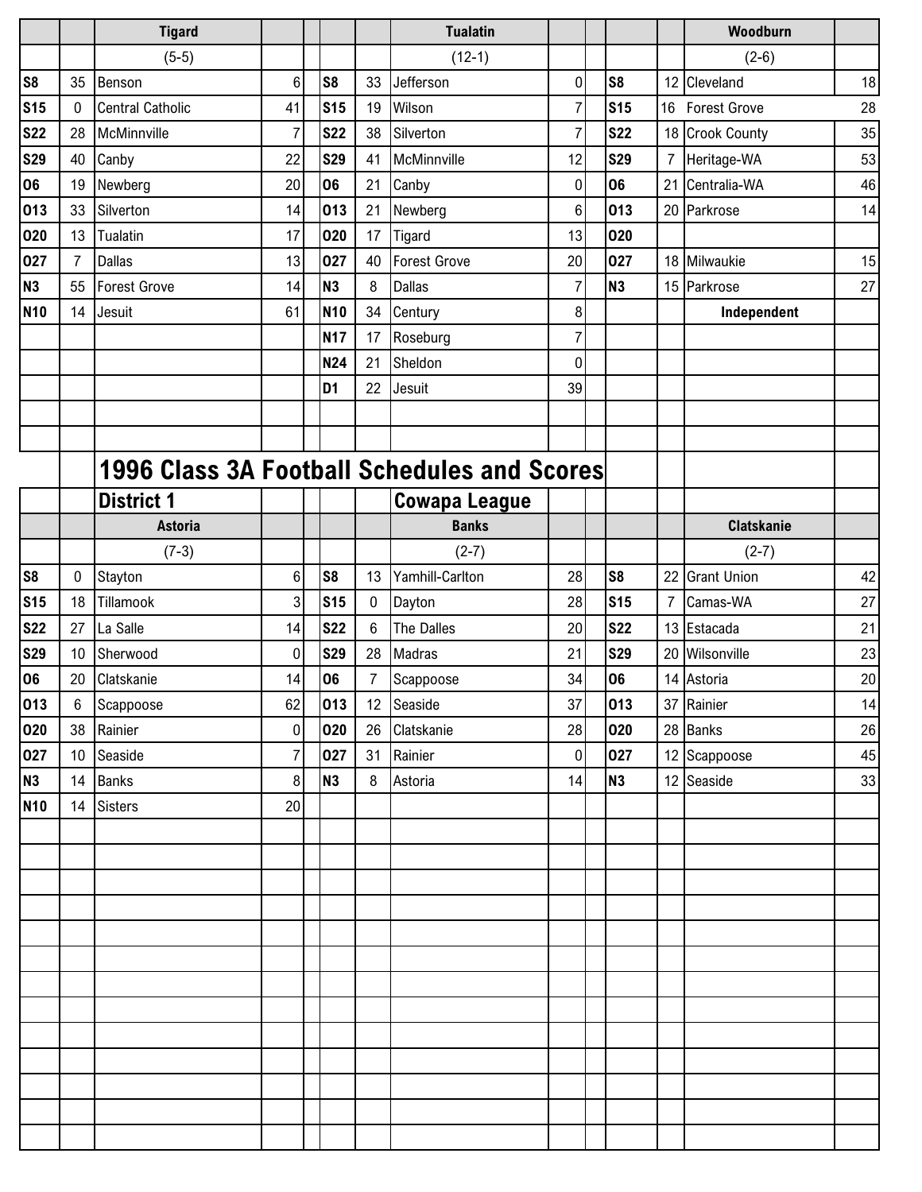| | | Tigard | | | | | Tualatin | | | | | Woodburn | |
|---|---|---|---|---|---|---|---|---|---|---|---|---|---|
| | | (5-5) | | | | | (12-1) | | | | | (2-6) | |
| S8 | 35 | Benson | 6 | | S8 | 33 | Jefferson | 0 | | S8 | 12 | Cleveland | 18 |
| S15 | 0 | Central Catholic | 41 | | S15 | 19 | Wilson | 7 | | S15 | 16 | Forest Grove | 28 |
| S22 | 28 | McMinnville | 7 | | S22 | 38 | Silverton | 7 | | S22 | 18 | Crook County | 35 |
| S29 | 40 | Canby | 22 | | S29 | 41 | McMinnville | 12 | | S29 | 7 | Heritage-WA | 53 |
| O6 | 19 | Newberg | 20 | | O6 | 21 | Canby | 0 | | O6 | 21 | Centralia-WA | 46 |
| O13 | 33 | Silverton | 14 | | O13 | 21 | Newberg | 6 | | O13 | 20 | Parkrose | 14 |
| O20 | 13 | Tualatin | 17 | | O20 | 17 | Tigard | 13 | | O20 | | | |
| O27 | 7 | Dallas | 13 | | O27 | 40 | Forest Grove | 20 | | O27 | 18 | Milwaukie | 15 |
| N3 | 55 | Forest Grove | 14 | | N3 | 8 | Dallas | 7 | | N3 | 15 | Parkrose | 27 |
| N10 | 14 | Jesuit | 61 | | N10 | 34 | Century | 8 | | | | Independent | |
| | | | | | N17 | 17 | Roseburg | 7 | | | | | |
| | | | | | N24 | 21 | Sheldon | 0 | | | | | |
| | | | | | D1 | 22 | Jesuit | 39 | | | | | |

# 1996 Class 3A Football Schedules and Scores

## District 1 — Cowapa League

| | | Astoria | | | | | Banks | | | | | Clatskanie | |
|---|---|---|---|---|---|---|---|---|---|---|---|---|---|
| | | (7-3) | | | | | (2-7) | | | | | (2-7) | |
| S8 | 0 | Stayton | 6 | | S8 | 13 | Yamhill-Carlton | 28 | | S8 | 22 | Grant Union | 42 |
| S15 | 18 | Tillamook | 3 | | S15 | 0 | Dayton | 28 | | S15 | 7 | Camas-WA | 27 |
| S22 | 27 | La Salle | 14 | | S22 | 6 | The Dalles | 20 | | S22 | 13 | Estacada | 21 |
| S29 | 10 | Sherwood | 0 | | S29 | 28 | Madras | 21 | | S29 | 20 | Wilsonville | 23 |
| O6 | 20 | Clatskanie | 14 | | O6 | 7 | Scappoose | 34 | | O6 | 14 | Astoria | 20 |
| O13 | 6 | Scappoose | 62 | | O13 | 12 | Seaside | 37 | | O13 | 37 | Rainier | 14 |
| O20 | 38 | Rainier | 0 | | O20 | 26 | Clatskanie | 28 | | O20 | 28 | Banks | 26 |
| O27 | 10 | Seaside | 7 | | O27 | 31 | Rainier | 0 | | O27 | 12 | Scappoose | 45 |
| N3 | 14 | Banks | 8 | | N3 | 8 | Astoria | 14 | | N3 | 12 | Seaside | 33 |
| N10 | 14 | Sisters | 20 | | | | | | | | | | |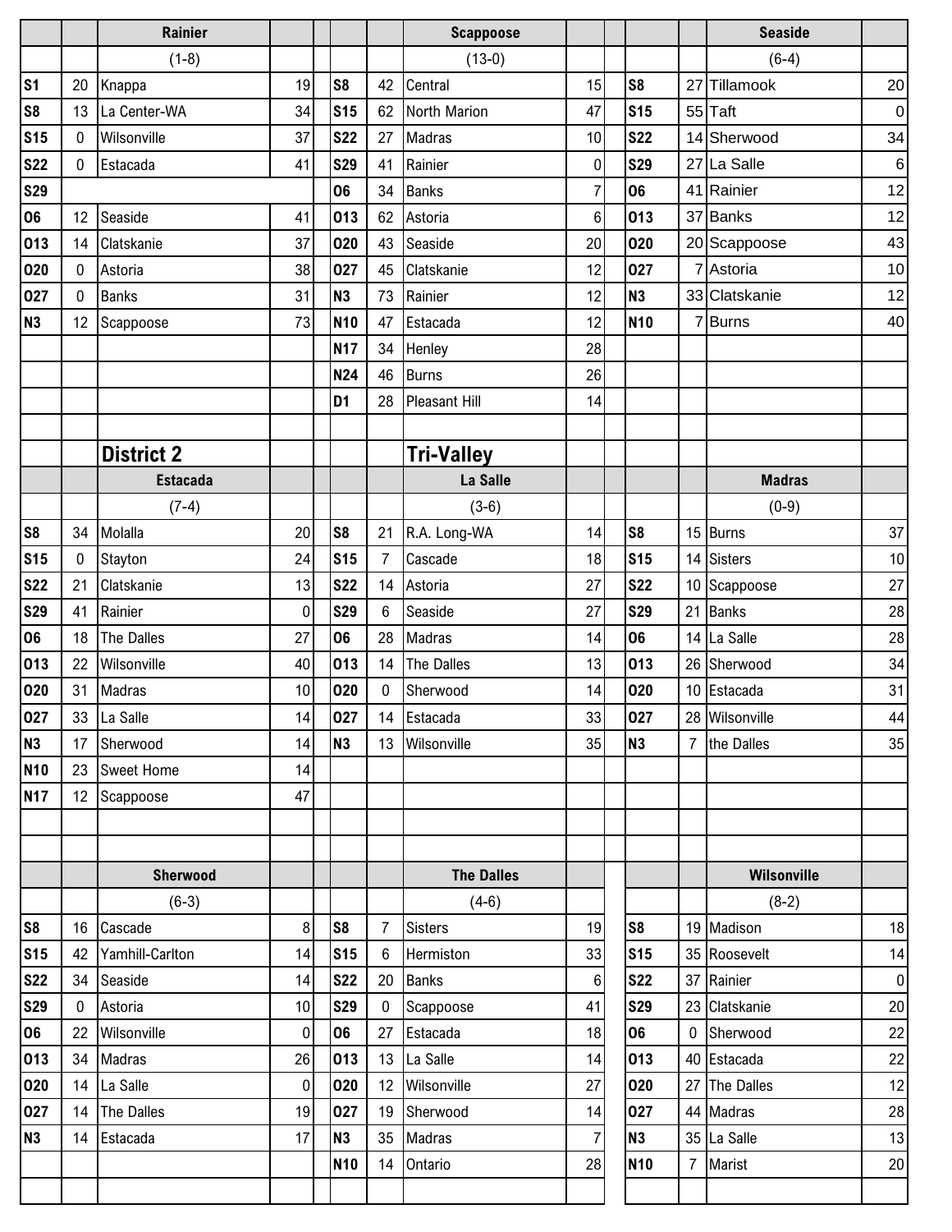| | | Rainier | |
|---|---|---|---|
| | | (1-8) | |
| S1 | 20 | Knappa | 19 |
| S8 | 13 | La Center-WA | 34 |
| S15 | 0 | Wilsonville | 37 |
| S22 | 0 | Estacada | 41 |
| S29 | | | |
| O6 | 12 | Seaside | 41 |
| O13 | 14 | Clatskanie | 37 |
| O20 | 0 | Astoria | 38 |
| O27 | 0 | Banks | 31 |
| N3 | 12 | Scappoose | 73 |

| | | Scappoose | |
|---|---|---|---|
| | | (13-0) | |
| S8 | 42 | Central | 15 |
| S15 | 62 | North Marion | 47 |
| S22 | 27 | Madras | 10 |
| S29 | 41 | Rainier | 0 |
| O6 | 34 | Banks | 7 |
| O13 | 62 | Astoria | 6 |
| O20 | 43 | Seaside | 20 |
| O27 | 45 | Clatskanie | 12 |
| N3 | 73 | Rainier | 12 |
| N10 | 47 | Estacada | 12 |
| N17 | 34 | Henley | 28 |
| N24 | 46 | Burns | 26 |
| D1 | 28 | Pleasant Hill | 14 |

| | | Seaside | |
|---|---|---|---|
| | | (6-4) | |
| S8 | 27 | Tillamook | 20 |
| S15 | 55 | Taft | 0 |
| S22 | 14 | Sherwood | 34 |
| S29 | 27 | La Salle | 6 |
| O6 | 41 | Rainier | 12 |
| O13 | 37 | Banks | 12 |
| O20 | 20 | Scappoose | 43 |
| O27 | 7 | Astoria | 10 |
| N3 | 33 | Clatskanie | 12 |
| N10 | 7 | Burns | 40 |

## District 2 Tri-Valley

| | | Estacada | |
|---|---|---|---|
| | | (7-4) | |
| S8 | 34 | Molalla | 20 |
| S15 | 0 | Stayton | 24 |
| S22 | 21 | Clatskanie | 13 |
| S29 | 41 | Rainier | 0 |
| O6 | 18 | The Dalles | 27 |
| O13 | 22 | Wilsonville | 40 |
| O20 | 31 | Madras | 10 |
| O27 | 33 | La Salle | 14 |
| N3 | 17 | Sherwood | 14 |
| N10 | 23 | Sweet Home | 14 |
| N17 | 12 | Scappoose | 47 |

| | | La Salle | |
|---|---|---|---|
| | | (3-6) | |
| S8 | 21 | R.A. Long-WA | 14 |
| S15 | 7 | Cascade | 18 |
| S22 | 14 | Astoria | 27 |
| S29 | 6 | Seaside | 27 |
| O6 | 28 | Madras | 14 |
| O13 | 14 | The Dalles | 13 |
| O20 | 0 | Sherwood | 14 |
| O27 | 14 | Estacada | 33 |
| N3 | 13 | Wilsonville | 35 |

| | | Madras | |
|---|---|---|---|
| | | (0-9) | |
| S8 | 15 | Burns | 37 |
| S15 | 14 | Sisters | 10 |
| S22 | 10 | Scappoose | 27 |
| S29 | 21 | Banks | 28 |
| O6 | 14 | La Salle | 28 |
| O13 | 26 | Sherwood | 34 |
| O20 | 10 | Estacada | 31 |
| O27 | 28 | Wilsonville | 44 |
| N3 | 7 | the Dalles | 35 |

| | | Sherwood | |
|---|---|---|---|
| | | (6-3) | |
| S8 | 16 | Cascade | 8 |
| S15 | 42 | Yamhill-Carlton | 14 |
| S22 | 34 | Seaside | 14 |
| S29 | 0 | Astoria | 10 |
| O6 | 22 | Wilsonville | 0 |
| O13 | 34 | Madras | 26 |
| O20 | 14 | La Salle | 0 |
| O27 | 14 | The Dalles | 19 |
| N3 | 14 | Estacada | 17 |

| | | The Dalles | |
|---|---|---|---|
| | | (4-6) | |
| S8 | 7 | Sisters | 19 |
| S15 | 6 | Hermiston | 33 |
| S22 | 20 | Banks | 6 |
| S29 | 0 | Scappoose | 41 |
| O6 | 27 | Estacada | 18 |
| O13 | 13 | La Salle | 14 |
| O20 | 12 | Wilsonville | 27 |
| O27 | 19 | Sherwood | 14 |
| N3 | 35 | Madras | 7 |
| N10 | 14 | Ontario | 28 |

| | | Wilsonville | |
|---|---|---|---|
| | | (8-2) | |
| S8 | 19 | Madison | 18 |
| S15 | 35 | Roosevelt | 14 |
| S22 | 37 | Rainier | 0 |
| S29 | 23 | Clatskanie | 20 |
| O6 | 0 | Sherwood | 22 |
| O13 | 40 | Estacada | 22 |
| O20 | 27 | The Dalles | 12 |
| O27 | 44 | Madras | 28 |
| N3 | 35 | La Salle | 13 |
| N10 | 7 | Marist | 20 |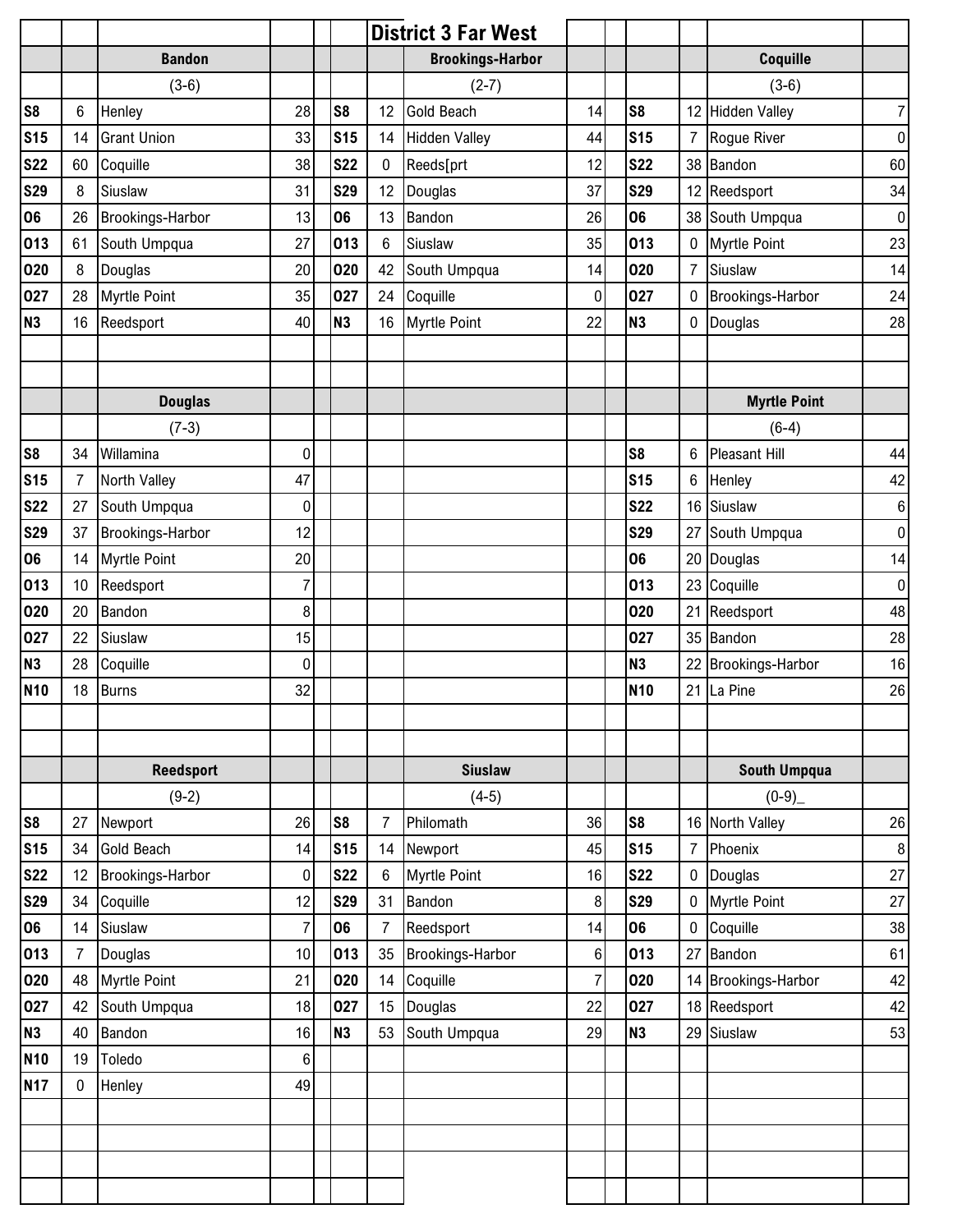# District 3 Far West

## Bandon

(3-6)

| Date | Score | Opponent | Opp Score |
|---|---|---|---|
| S8 | 6 | Henley | 28 |
| S15 | 14 | Grant Union | 33 |
| S22 | 60 | Coquille | 38 |
| S29 | 8 | Siuslaw | 31 |
| O6 | 26 | Brookings-Harbor | 13 |
| O13 | 61 | South Umpqua | 27 |
| O20 | 8 | Douglas | 20 |
| O27 | 28 | Myrtle Point | 35 |
| N3 | 16 | Reedsport | 40 |

## Brookings-Harbor

(2-7)

| Date | Score | Opponent | Opp Score |
|---|---|---|---|
| S8 | 12 | Gold Beach | 14 |
| S15 | 14 | Hidden Valley | 44 |
| S22 | 0 | Reeds[prt | 12 |
| S29 | 12 | Douglas | 37 |
| O6 | 13 | Bandon | 26 |
| O13 | 6 | Siuslaw | 35 |
| O20 | 42 | South Umpqua | 14 |
| O27 | 24 | Coquille | 0 |
| N3 | 16 | Myrtle Point | 22 |

## Coquille

(3-6)

| Date | Score | Opponent | Opp Score |
|---|---|---|---|
| S8 | 12 | Hidden Valley | 7 |
| S15 | 7 | Rogue River | 0 |
| S22 | 38 | Bandon | 60 |
| S29 | 12 | Reedsport | 34 |
| O6 | 38 | South Umpqua | 0 |
| O13 | 0 | Myrtle Point | 23 |
| O20 | 7 | Siuslaw | 14 |
| O27 | 0 | Brookings-Harbor | 24 |
| N3 | 0 | Douglas | 28 |

## Douglas

(7-3)

| Date | Score | Opponent | Opp Score |
|---|---|---|---|
| S8 | 34 | Willamina | 0 |
| S15 | 7 | North Valley | 47 |
| S22 | 27 | South Umpqua | 0 |
| S29 | 37 | Brookings-Harbor | 12 |
| O6 | 14 | Myrtle Point | 20 |
| O13 | 10 | Reedsport | 7 |
| O20 | 20 | Bandon | 8 |
| O27 | 22 | Siuslaw | 15 |
| N3 | 28 | Coquille | 0 |
| N10 | 18 | Burns | 32 |

## Myrtle Point

(6-4)

| Date | Score | Opponent | Opp Score |
|---|---|---|---|
| S8 | 6 | Pleasant Hill | 44 |
| S15 | 6 | Henley | 42 |
| S22 | 16 | Siuslaw | 6 |
| S29 | 27 | South Umpqua | 0 |
| O6 | 20 | Douglas | 14 |
| O13 | 23 | Coquille | 0 |
| O20 | 21 | Reedsport | 48 |
| O27 | 35 | Bandon | 28 |
| N3 | 22 | Brookings-Harbor | 16 |
| N10 | 21 | La Pine | 26 |

## Reedsport

(9-2)

| Date | Score | Opponent | Opp Score |
|---|---|---|---|
| S8 | 27 | Newport | 26 |
| S15 | 34 | Gold Beach | 14 |
| S22 | 12 | Brookings-Harbor | 0 |
| S29 | 34 | Coquille | 12 |
| O6 | 14 | Siuslaw | 7 |
| O13 | 7 | Douglas | 10 |
| O20 | 48 | Myrtle Point | 21 |
| O27 | 42 | South Umpqua | 18 |
| N3 | 40 | Bandon | 16 |
| N10 | 19 | Toledo | 6 |
| N17 | 0 | Henley | 49 |

## Siuslaw

(4-5)

| Date | Score | Opponent | Opp Score |
|---|---|---|---|
| S8 | 7 | Philomath | 36 |
| S15 | 14 | Newport | 45 |
| S22 | 6 | Myrtle Point | 16 |
| S29 | 31 | Bandon | 8 |
| O6 | 7 | Reedsport | 14 |
| O13 | 35 | Brookings-Harbor | 6 |
| O20 | 14 | Coquille | 7 |
| O27 | 15 | Douglas | 22 |
| N3 | 53 | South Umpqua | 29 |

## South Umpqua

(0-9)_

| Date | Score | Opponent | Opp Score |
|---|---|---|---|
| S8 | 16 | North Valley | 26 |
| S15 | 7 | Phoenix | 8 |
| S22 | 0 | Douglas | 27 |
| S29 | 0 | Myrtle Point | 27 |
| O6 | 0 | Coquille | 38 |
| O13 | 27 | Bandon | 61 |
| O20 | 14 | Brookings-Harbor | 42 |
| O27 | 18 | Reedsport | 42 |
| N3 | 29 | Siuslaw | 53 |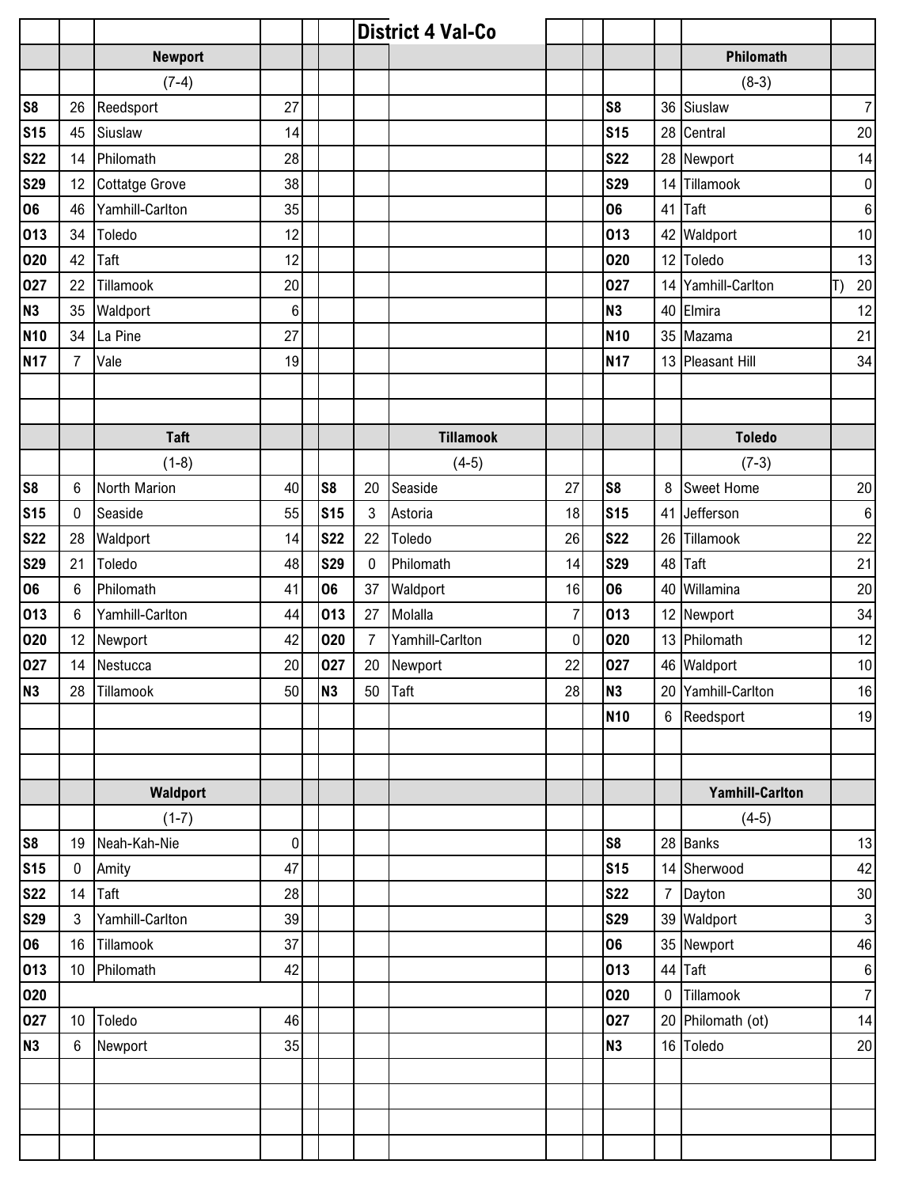# District 4 Val-Co

## Newport

(7-4)

| Date | Score | Opponent | Opp Score |
|---|---|---|---|
| S8 | 26 | Reedsport | 27 |
| S15 | 45 | Siuslaw | 14 |
| S22 | 14 | Philomath | 28 |
| S29 | 12 | Cottatge Grove | 38 |
| O6 | 46 | Yamhill-Carlton | 35 |
| O13 | 34 | Toledo | 12 |
| O20 | 42 | Taft | 12 |
| O27 | 22 | Tillamook | 20 |
| N3 | 35 | Waldport | 6 |
| N10 | 34 | La Pine | 27 |
| N17 | 7 | Vale | 19 |

## Philomath

(8-3)

| Date | Score | Opponent | Opp Score |
|---|---|---|---|
| S8 | 36 | Siuslaw | 7 |
| S15 | 28 | Central | 20 |
| S22 | 28 | Newport | 14 |
| S29 | 14 | Tillamook | 0 |
| O6 | 41 | Taft | 6 |
| O13 | 42 | Waldport | 10 |
| O20 | 12 | Toledo | 13 |
| O27 | 14 | Yamhill-Carlton | T) 20 |
| N3 | 40 | Elmira | 12 |
| N10 | 35 | Mazama | 21 |
| N17 | 13 | Pleasant Hill | 34 |

## Taft

(1-8)

| Date | Score | Opponent | Opp Score |
|---|---|---|---|
| S8 | 6 | North Marion | 40 |
| S15 | 0 | Seaside | 55 |
| S22 | 28 | Waldport | 14 |
| S29 | 21 | Toledo | 48 |
| O6 | 6 | Philomath | 41 |
| O13 | 6 | Yamhill-Carlton | 44 |
| O20 | 12 | Newport | 42 |
| O27 | 14 | Nestucca | 20 |
| N3 | 28 | Tillamook | 50 |

## Tillamook

(4-5)

| Date | Score | Opponent | Opp Score |
|---|---|---|---|
| S8 | 20 | Seaside | 27 |
| S15 | 3 | Astoria | 18 |
| S22 | 22 | Toledo | 26 |
| S29 | 0 | Philomath | 14 |
| O6 | 37 | Waldport | 16 |
| O13 | 27 | Molalla | 7 |
| O20 | 7 | Yamhill-Carlton | 0 |
| O27 | 20 | Newport | 22 |
| N3 | 50 | Taft | 28 |

## Toledo

(7-3)

| Date | Score | Opponent | Opp Score |
|---|---|---|---|
| S8 | 8 | Sweet Home | 20 |
| S15 | 41 | Jefferson | 6 |
| S22 | 26 | Tillamook | 22 |
| S29 | 48 | Taft | 21 |
| O6 | 40 | Willamina | 20 |
| O13 | 12 | Newport | 34 |
| O20 | 13 | Philomath | 12 |
| O27 | 46 | Waldport | 10 |
| N3 | 20 | Yamhill-Carlton | 16 |
| N10 | 6 | Reedsport | 19 |

## Waldport

(1-7)

| Date | Score | Opponent | Opp Score |
|---|---|---|---|
| S8 | 19 | Neah-Kah-Nie | 0 |
| S15 | 0 | Amity | 47 |
| S22 | 14 | Taft | 28 |
| S29 | 3 | Yamhill-Carlton | 39 |
| O6 | 16 | Tillamook | 37 |
| O13 | 10 | Philomath | 42 |
| O20 | | | |
| O27 | 10 | Toledo | 46 |
| N3 | 6 | Newport | 35 |

## Yamhill-Carlton

(4-5)

| Date | Score | Opponent | Opp Score |
|---|---|---|---|
| S8 | 28 | Banks | 13 |
| S15 | 14 | Sherwood | 42 |
| S22 | 7 | Dayton | 30 |
| S29 | 39 | Waldport | 3 |
| O6 | 35 | Newport | 46 |
| O13 | 44 | Taft | 6 |
| O20 | 0 | Tillamook | 7 |
| O27 | 20 | Philomath (ot) | 14 |
| N3 | 16 | Toledo | 20 |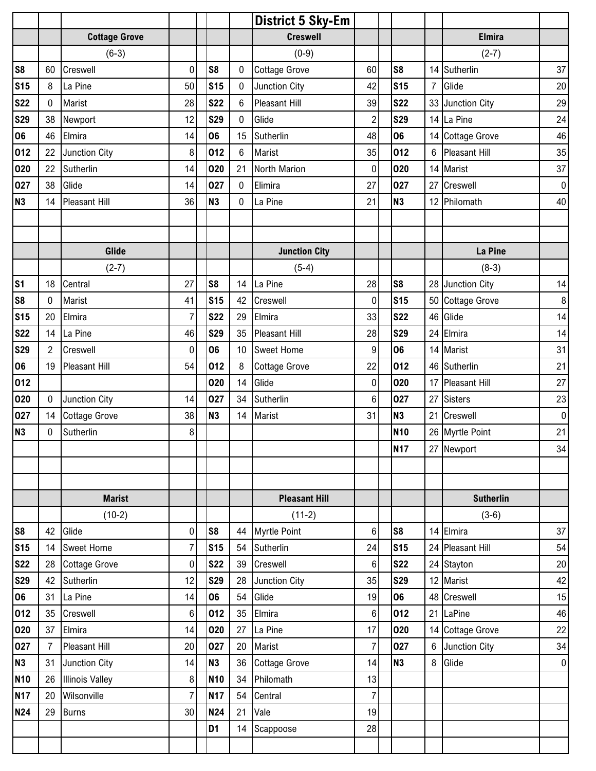# District 5 Sky-Em

## Cottage Grove

(6-3)

| Date | Score | Opponent | Opp |
|---|---|---|---|
| S8 | 60 | Creswell | 0 |
| S15 | 8 | La Pine | 50 |
| S22 | 0 | Marist | 28 |
| S29 | 38 | Newport | 12 |
| O6 | 46 | Elmira | 14 |
| O12 | 22 | Junction City | 8 |
| O20 | 22 | Sutherlin | 14 |
| O27 | 38 | Glide | 14 |
| N3 | 14 | Pleasant Hill | 36 |

## Creswell

(0-9)

| Date | Score | Opponent | Opp |
|---|---|---|---|
| S8 | 0 | Cottage Grove | 60 |
| S15 | 0 | Junction City | 42 |
| S22 | 6 | Pleasant Hill | 39 |
| S29 | 0 | Glide | 2 |
| O6 | 15 | Sutherlin | 48 |
| O12 | 6 | Marist | 35 |
| O20 | 21 | North Marion | 0 |
| O27 | 0 | Elimira | 27 |
| N3 | 0 | La Pine | 21 |

## Elmira

(2-7)

| Date | Score | Opponent | Opp |
|---|---|---|---|
| S8 | 14 | Sutherlin | 37 |
| S15 | 7 | Glide | 20 |
| S22 | 33 | Junction City | 29 |
| S29 | 14 | La Pine | 24 |
| O6 | 14 | Cottage Grove | 46 |
| O12 | 6 | Pleasant Hill | 35 |
| O20 | 14 | Marist | 37 |
| O27 | 27 | Creswell | 0 |
| N3 | 12 | Philomath | 40 |

## Glide

(2-7)

| Date | Score | Opponent | Opp |
|---|---|---|---|
| S1 | 18 | Central | 27 |
| S8 | 0 | Marist | 41 |
| S15 | 20 | Elmira | 7 |
| S22 | 14 | La Pine | 46 |
| S29 | 2 | Creswell | 0 |
| O6 | 19 | Pleasant Hill | 54 |
| O12 | | | |
| O20 | 0 | Junction City | 14 |
| O27 | 14 | Cottage Grove | 38 |
| N3 | 0 | Sutherlin | 8 |

## Junction City

(5-4)

| Date | Score | Opponent | Opp |
|---|---|---|---|
| S8 | 14 | La Pine | 28 |
| S15 | 42 | Creswell | 0 |
| S22 | 29 | Elmira | 33 |
| S29 | 35 | Pleasant Hill | 28 |
| O6 | 10 | Sweet Home | 9 |
| O12 | 8 | Cottage Grove | 22 |
| O20 | 14 | Glide | 0 |
| O27 | 34 | Sutherlin | 6 |
| N3 | 14 | Marist | 31 |

## La Pine

(8-3)

| Date | Score | Opponent | Opp |
|---|---|---|---|
| S8 | 28 | Junction City | 14 |
| S15 | 50 | Cottage Grove | 8 |
| S22 | 46 | Glide | 14 |
| S29 | 24 | Elmira | 14 |
| O6 | 14 | Marist | 31 |
| O12 | 46 | Sutherlin | 21 |
| O20 | 17 | Pleasant Hill | 27 |
| O27 | 27 | Sisters | 23 |
| N3 | 21 | Creswell | 0 |
| N10 | 26 | Myrtle Point | 21 |
| N17 | 27 | Newport | 34 |

## Marist

(10-2)

| Date | Score | Opponent | Opp |
|---|---|---|---|
| S8 | 42 | Glide | 0 |
| S15 | 14 | Sweet Home | 7 |
| S22 | 28 | Cottage Grove | 0 |
| S29 | 42 | Sutherlin | 12 |
| O6 | 31 | La Pine | 14 |
| O12 | 35 | Creswell | 6 |
| O20 | 37 | Elmira | 14 |
| O27 | 7 | Pleasant Hill | 20 |
| N3 | 31 | Junction City | 14 |
| N10 | 26 | Illinois Valley | 8 |
| N17 | 20 | Wilsonville | 7 |
| N24 | 29 | Burns | 30 |

## Pleasant Hill

(11-2)

| Date | Score | Opponent | Opp |
|---|---|---|---|
| S8 | 44 | Myrtle Point | 6 |
| S15 | 54 | Sutherlin | 24 |
| S22 | 39 | Creswell | 6 |
| S29 | 28 | Junction City | 35 |
| O6 | 54 | Glide | 19 |
| O12 | 35 | Elmira | 6 |
| O20 | 27 | La Pine | 17 |
| O27 | 20 | Marist | 7 |
| N3 | 36 | Cottage Grove | 14 |
| N10 | 34 | Philomath | 13 |
| N17 | 54 | Central | 7 |
| N24 | 21 | Vale | 19 |
| D1 | 14 | Scappoose | 28 |

## Sutherlin

(3-6)

| Date | Score | Opponent | Opp |
|---|---|---|---|
| S8 | 14 | Elmira | 37 |
| S15 | 24 | Pleasant Hill | 54 |
| S22 | 24 | Stayton | 20 |
| S29 | 12 | Marist | 42 |
| O6 | 48 | Creswell | 15 |
| O12 | 21 | LaPine | 46 |
| O20 | 14 | Cottage Grove | 22 |
| O27 | 6 | Junction City | 34 |
| N3 | 8 | Glide | 0 |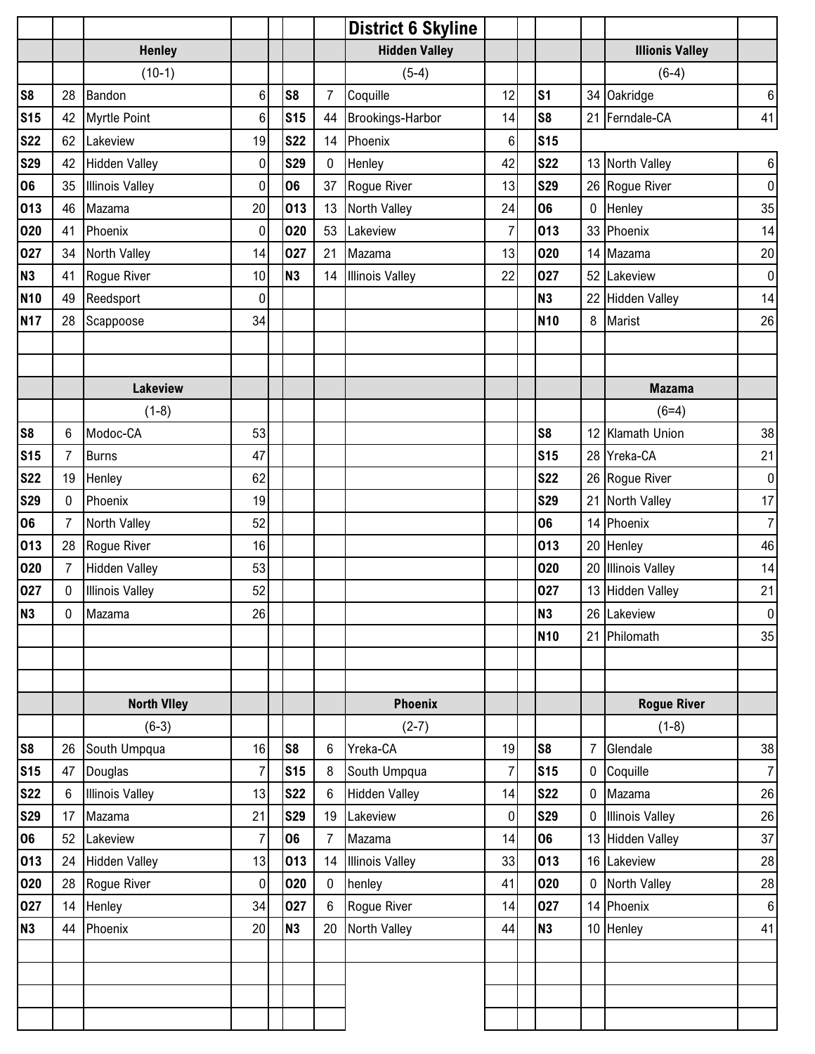# District 6 Skyline

## Henley

(10-1)

| Date | Score | Opponent | Opp. Score |
|---|---|---|---|
| S8 | 28 | Bandon | 6 |
| S15 | 42 | Myrtle Point | 6 |
| S22 | 62 | Lakeview | 19 |
| S29 | 42 | Hidden Valley | 0 |
| O6 | 35 | Illinois Valley | 0 |
| O13 | 46 | Mazama | 20 |
| O20 | 41 | Phoenix | 0 |
| O27 | 34 | North Valley | 14 |
| N3 | 41 | Rogue River | 10 |
| N10 | 49 | Reedsport | 0 |
| N17 | 28 | Scappoose | 34 |

## Hidden Valley

(5-4)

| Date | Score | Opponent | Opp. Score |
|---|---|---|---|
| S8 | 7 | Coquille | 12 |
| S15 | 44 | Brookings-Harbor | 14 |
| S22 | 14 | Phoenix | 6 |
| S29 | 0 | Henley | 42 |
| O6 | 37 | Rogue River | 13 |
| O13 | 13 | North Valley | 24 |
| O20 | 53 | Lakeview | 7 |
| O27 | 21 | Mazama | 13 |
| N3 | 14 | Illinois Valley | 22 |

## Illinois Valley

(6-4)

| Date | Score | Opponent | Opp. Score |
|---|---|---|---|
| S1 | 34 | Oakridge | 6 |
| S8 | 21 | Ferndale-CA | 41 |
| S15 | | | |
| S22 | 13 | North Valley | 6 |
| S29 | 26 | Rogue River | 0 |
| O6 | 0 | Henley | 35 |
| O13 | 33 | Phoenix | 14 |
| O20 | 14 | Mazama | 20 |
| O27 | 52 | Lakeview | 0 |
| N3 | 22 | Hidden Valley | 14 |
| N10 | 8 | Marist | 26 |

## Lakeview

(1-8)

| Date | Score | Opponent | Opp. Score |
|---|---|---|---|
| S8 | 6 | Modoc-CA | 53 |
| S15 | 7 | Burns | 47 |
| S22 | 19 | Henley | 62 |
| S29 | 0 | Phoenix | 19 |
| O6 | 7 | North Valley | 52 |
| O13 | 28 | Rogue River | 16 |
| O20 | 7 | Hidden Valley | 53 |
| O27 | 0 | Illinois Valley | 52 |
| N3 | 0 | Mazama | 26 |

## Mazama

(6=4)

| Date | Score | Opponent | Opp. Score |
|---|---|---|---|
| S8 | 12 | Klamath Union | 38 |
| S15 | 28 | Yreka-CA | 21 |
| S22 | 26 | Rogue River | 0 |
| S29 | 21 | North Valley | 17 |
| O6 | 14 | Phoenix | 7 |
| O13 | 20 | Henley | 46 |
| O20 | 20 | Illinois Valley | 14 |
| O27 | 13 | Hidden Valley | 21 |
| N3 | 26 | Lakeview | 0 |
| N10 | 21 | Philomath | 35 |

## North Vlley

(6-3)

| Date | Score | Opponent | Opp. Score |
|---|---|---|---|
| S8 | 26 | South Umpqua | 16 |
| S15 | 47 | Douglas | 7 |
| S22 | 6 | Illinois Valley | 13 |
| S29 | 17 | Mazama | 21 |
| O6 | 52 | Lakeview | 7 |
| O13 | 24 | Hidden Valley | 13 |
| O20 | 28 | Rogue River | 0 |
| O27 | 14 | Henley | 34 |
| N3 | 44 | Phoenix | 20 |

## Phoenix

(2-7)

| Date | Score | Opponent | Opp. Score |
|---|---|---|---|
| S8 | 6 | Yreka-CA | 19 |
| S15 | 8 | South Umpqua | 7 |
| S22 | 6 | Hidden Valley | 14 |
| S29 | 19 | Lakeview | 0 |
| O6 | 7 | Mazama | 14 |
| O13 | 14 | Illinois Valley | 33 |
| O20 | 0 | henley | 41 |
| O27 | 6 | Rogue River | 14 |
| N3 | 20 | North Valley | 44 |

## Rogue River

(1-8)

| Date | Score | Opponent | Opp. Score |
|---|---|---|---|
| S8 | 7 | Glendale | 38 |
| S15 | 0 | Coquille | 7 |
| S22 | 0 | Mazama | 26 |
| S29 | 0 | Illinois Valley | 26 |
| O6 | 13 | Hidden Valley | 37 |
| O13 | 16 | Lakeview | 28 |
| O20 | 0 | North Valley | 28 |
| O27 | 14 | Phoenix | 6 |
| N3 | 10 | Henley | 41 |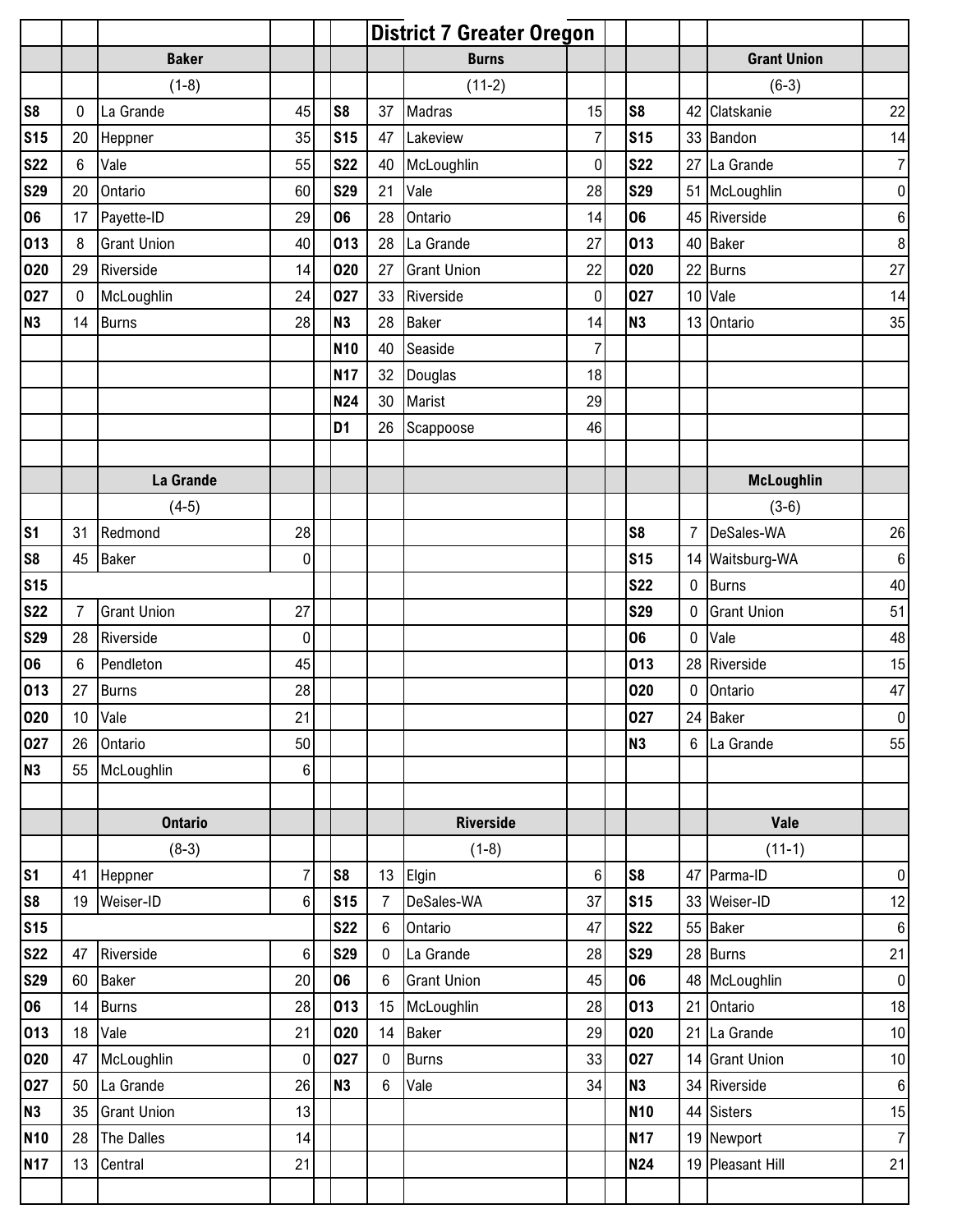# District 7 Greater Oregon

### Baker

(1-8)

| Date | Score | Opponent | Opp |
|---|---|---|---|
| S8 | 0 | La Grande | 45 |
| S15 | 20 | Heppner | 35 |
| S22 | 6 | Vale | 55 |
| S29 | 20 | Ontario | 60 |
| O6 | 17 | Payette-ID | 29 |
| O13 | 8 | Grant Union | 40 |
| O20 | 29 | Riverside | 14 |
| O27 | 0 | McLoughlin | 24 |
| N3 | 14 | Burns | 28 |

### Burns

(11-2)

| Date | Score | Opponent | Opp |
|---|---|---|---|
| S8 | 37 | Madras | 15 |
| S15 | 47 | Lakeview | 7 |
| S22 | 40 | McLoughlin | 0 |
| S29 | 21 | Vale | 28 |
| O6 | 28 | Ontario | 14 |
| O13 | 28 | La Grande | 27 |
| O20 | 27 | Grant Union | 22 |
| O27 | 33 | Riverside | 0 |
| N3 | 28 | Baker | 14 |
| N10 | 40 | Seaside | 7 |
| N17 | 32 | Douglas | 18 |
| N24 | 30 | Marist | 29 |
| D1 | 26 | Scappoose | 46 |

### Grant Union

(6-3)

| Date | Score | Opponent | Opp |
|---|---|---|---|
| S8 | 42 | Clatskanie | 22 |
| S15 | 33 | Bandon | 14 |
| S22 | 27 | La Grande | 7 |
| S29 | 51 | McLoughlin | 0 |
| O6 | 45 | Riverside | 6 |
| O13 | 40 | Baker | 8 |
| O20 | 22 | Burns | 27 |
| O27 | 10 | Vale | 14 |
| N3 | 13 | Ontario | 35 |

### La Grande

(4-5)

| Date | Score | Opponent | Opp |
|---|---|---|---|
| S1 | 31 | Redmond | 28 |
| S8 | 45 | Baker | 0 |
| S15 | | | |
| S22 | 7 | Grant Union | 27 |
| S29 | 28 | Riverside | 0 |
| O6 | 6 | Pendleton | 45 |
| O13 | 27 | Burns | 28 |
| O20 | 10 | Vale | 21 |
| O27 | 26 | Ontario | 50 |
| N3 | 55 | McLoughlin | 6 |

### McLoughlin

(3-6)

| Date | Score | Opponent | Opp |
|---|---|---|---|
| S8 | 7 | DeSales-WA | 26 |
| S15 | 14 | Waitsburg-WA | 6 |
| S22 | 0 | Burns | 40 |
| S29 | 0 | Grant Union | 51 |
| O6 | 0 | Vale | 48 |
| O13 | 28 | Riverside | 15 |
| O20 | 0 | Ontario | 47 |
| O27 | 24 | Baker | 0 |
| N3 | 6 | La Grande | 55 |

### Ontario

(8-3)

| Date | Score | Opponent | Opp |
|---|---|---|---|
| S1 | 41 | Heppner | 7 |
| S8 | 19 | Weiser-ID | 6 |
| S15 | | | |
| S22 | 47 | Riverside | 6 |
| S29 | 60 | Baker | 20 |
| O6 | 14 | Burns | 28 |
| O13 | 18 | Vale | 21 |
| O20 | 47 | McLoughlin | 0 |
| O27 | 50 | La Grande | 26 |
| N3 | 35 | Grant Union | 13 |
| N10 | 28 | The Dalles | 14 |
| N17 | 13 | Central | 21 |

### Riverside

(1-8)

| Date | Score | Opponent | Opp |
|---|---|---|---|
| S8 | 13 | Elgin | 6 |
| S15 | 7 | DeSales-WA | 37 |
| S22 | 6 | Ontario | 47 |
| S29 | 0 | La Grande | 28 |
| O6 | 6 | Grant Union | 45 |
| O13 | 15 | McLoughlin | 28 |
| O20 | 14 | Baker | 29 |
| O27 | 0 | Burns | 33 |
| N3 | 6 | Vale | 34 |

### Vale

(11-1)

| Date | Score | Opponent | Opp |
|---|---|---|---|
| S8 | 47 | Parma-ID | 0 |
| S15 | 33 | Weiser-ID | 12 |
| S22 | 55 | Baker | 6 |
| S29 | 28 | Burns | 21 |
| O6 | 48 | McLoughlin | 0 |
| O13 | 21 | Ontario | 18 |
| O20 | 21 | La Grande | 10 |
| O27 | 14 | Grant Union | 10 |
| N3 | 34 | Riverside | 6 |
| N10 | 44 | Sisters | 15 |
| N17 | 19 | Newport | 7 |
| N24 | 19 | Pleasant Hill | 21 |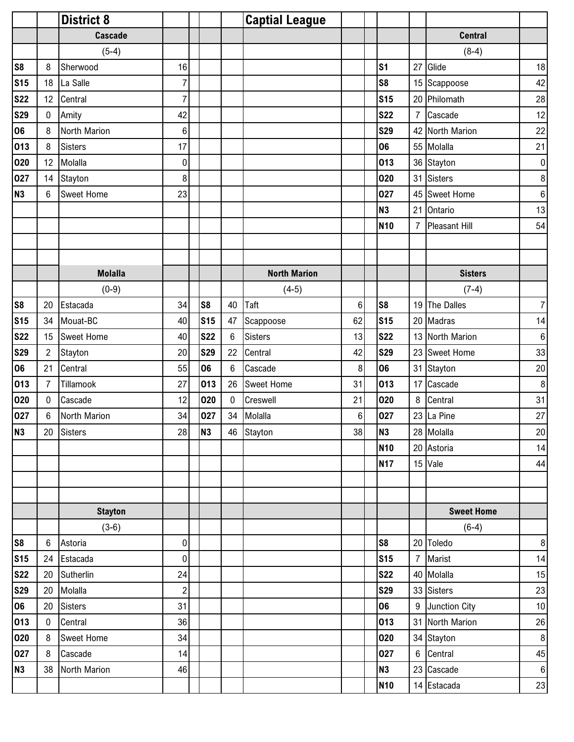# District 8 — Captial League

### Cascade (5-4)

| | | | |
|---|---|---|---|
| S8 | 8 | Sherwood | 16 |
| S15 | 18 | La Salle | 7 |
| S22 | 12 | Central | 7 |
| S29 | 0 | Amity | 42 |
| O6 | 8 | North Marion | 6 |
| O13 | 8 | Sisters | 17 |
| O20 | 12 | Molalla | 0 |
| O27 | 14 | Stayton | 8 |
| N3 | 6 | Sweet Home | 23 |

### Central (8-4)

| | | | |
|---|---|---|---|
| S1 | 27 | Glide | 18 |
| S8 | 15 | Scappoose | 42 |
| S15 | 20 | Philomath | 28 |
| S22 | 7 | Cascade | 12 |
| S29 | 42 | North Marion | 22 |
| O6 | 55 | Molalla | 21 |
| O13 | 36 | Stayton | 0 |
| O20 | 31 | Sisters | 8 |
| O27 | 45 | Sweet Home | 6 |
| N3 | 21 | Ontario | 13 |
| N10 | 7 | Pleasant Hill | 54 |

### Molalla (0-9)

| | | | |
|---|---|---|---|
| S8 | 20 | Estacada | 34 |
| S15 | 34 | Mouat-BC | 40 |
| S22 | 15 | Sweet Home | 40 |
| S29 | 2 | Stayton | 20 |
| O6 | 21 | Central | 55 |
| O13 | 7 | Tillamook | 27 |
| O20 | 0 | Cascade | 12 |
| O27 | 6 | North Marion | 34 |
| N3 | 20 | Sisters | 28 |

### North Marion (4-5)

| | | | |
|---|---|---|---|
| S8 | 40 | Taft | 6 |
| S15 | 47 | Scappoose | 62 |
| S22 | 6 | Sisters | 13 |
| S29 | 22 | Central | 42 |
| O6 | 6 | Cascade | 8 |
| O13 | 26 | Sweet Home | 31 |
| O20 | 0 | Creswell | 21 |
| O27 | 34 | Molalla | 6 |
| N3 | 46 | Stayton | 38 |

### Sisters (7-4)

| | | | |
|---|---|---|---|
| S8 | 19 | The Dalles | 7 |
| S15 | 20 | Madras | 14 |
| S22 | 13 | North Marion | 6 |
| S29 | 23 | Sweet Home | 33 |
| O6 | 31 | Stayton | 20 |
| O13 | 17 | Cascade | 8 |
| O20 | 8 | Central | 31 |
| O27 | 23 | La Pine | 27 |
| N3 | 28 | Molalla | 20 |
| N10 | 20 | Astoria | 14 |
| N17 | 15 | Vale | 44 |

### Stayton (3-6)

| | | | |
|---|---|---|---|
| S8 | 6 | Astoria | 0 |
| S15 | 24 | Estacada | 0 |
| S22 | 20 | Sutherlin | 24 |
| S29 | 20 | Molalla | 2 |
| O6 | 20 | Sisters | 31 |
| O13 | 0 | Central | 36 |
| O20 | 8 | Sweet Home | 34 |
| O27 | 8 | Cascade | 14 |
| N3 | 38 | North Marion | 46 |

### Sweet Home (6-4)

| | | | |
|---|---|---|---|
| S8 | 20 | Toledo | 8 |
| S15 | 7 | Marist | 14 |
| S22 | 40 | Molalla | 15 |
| S29 | 33 | Sisters | 23 |
| O6 | 9 | Junction City | 10 |
| O13 | 31 | North Marion | 26 |
| O20 | 34 | Stayton | 8 |
| O27 | 6 | Central | 45 |
| N3 | 23 | Cascade | 6 |
| N10 | 14 | Estacada | 23 |